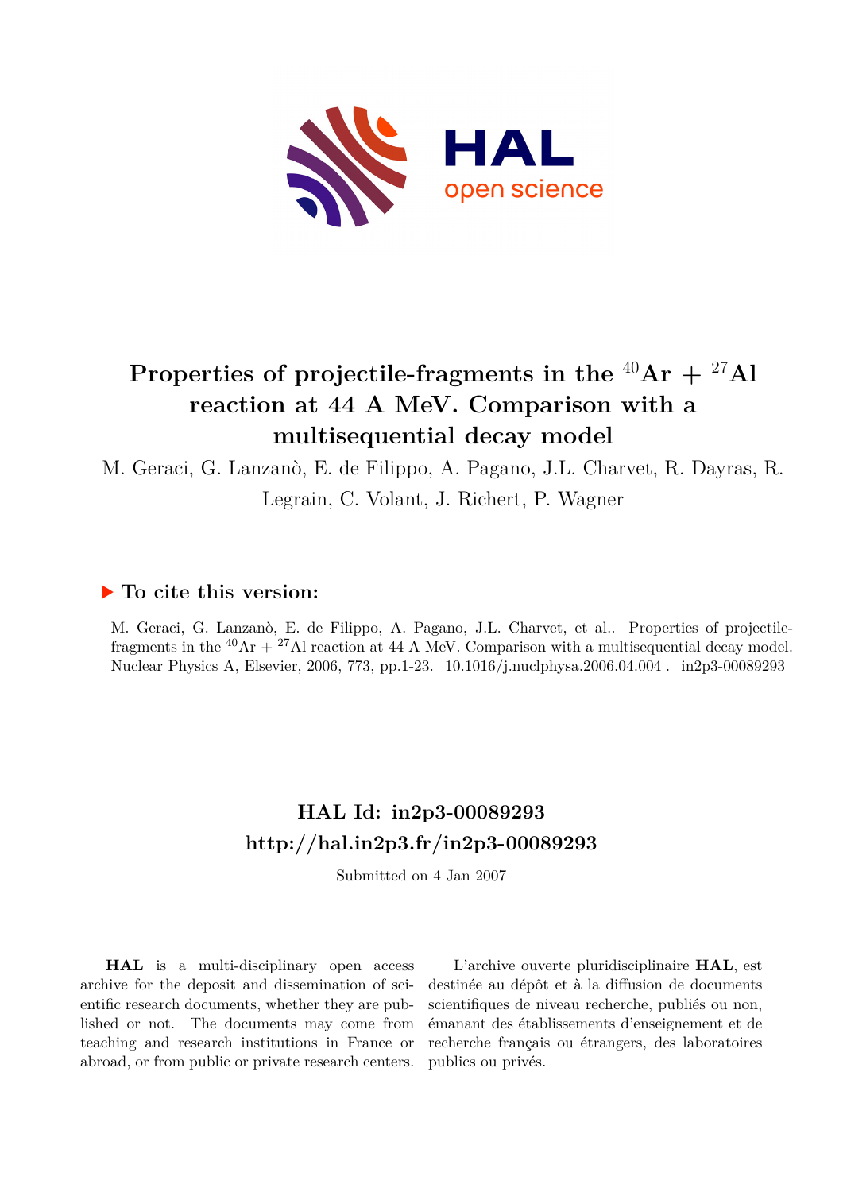# Properties of projectile-fragments in the $^{40}$Ar + $^{27}$Al reaction at 44 A MeV. Comparison with a multisequential decay model

M. Geraci, G. Lanzanò, E. de Filippo, A. Pagano, J.L. Charvet, R. Dayras, R. Legrain, C. Volant, J. Richert, P. Wagner

## ▶ To cite this version:

M. Geraci, G. Lanzanò, E. de Filippo, A. Pagano, J.L. Charvet, et al.. Properties of projectile-fragments in the $^{40}$Ar + $^{27}$Al reaction at 44 A MeV. Comparison with a multisequential decay model. Nuclear Physics A, Elsevier, 2006, 773, pp.1-23. 10.1016/j.nuclphysa.2006.04.004 . in2p3-00089293

## HAL Id: in2p3-00089293
## http://hal.in2p3.fr/in2p3-00089293

Submitted on 4 Jan 2007

**HAL** is a multi-disciplinary open access archive for the deposit and dissemination of scientific research documents, whether they are published or not. The documents may come from teaching and research institutions in France or abroad, or from public or private research centers.

L'archive ouverte pluridisciplinaire **HAL**, est destinée au dépôt et à la diffusion de documents scientifiques de niveau recherche, publiés ou non, émanant des établissements d'enseignement et de recherche français ou étrangers, des laboratoires publics ou privés.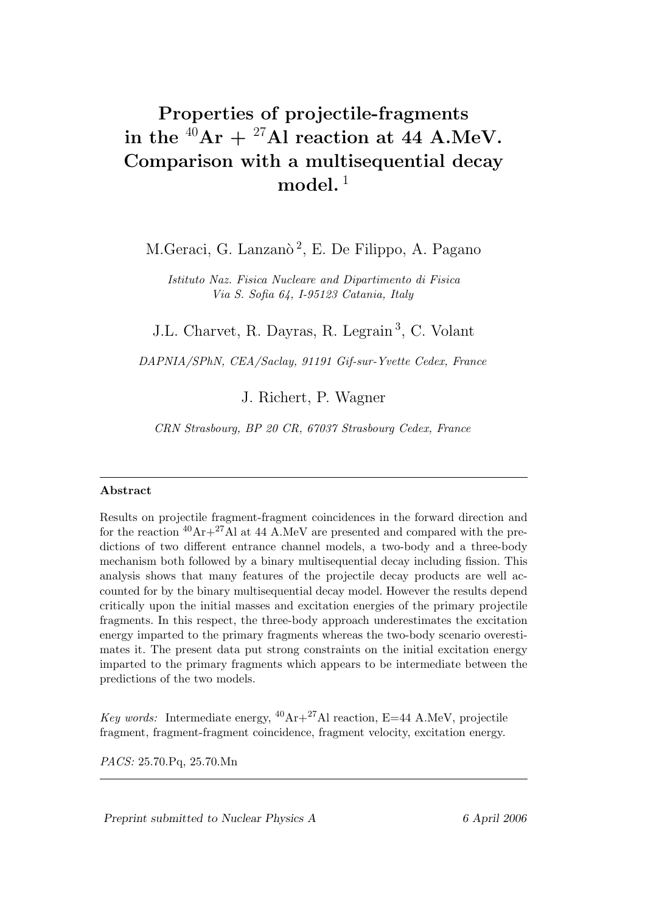# Properties of projectile-fragments in the $^{40}$Ar + $^{27}$Al reaction at 44 A.MeV. Comparison with a multisequential decay model. [1]

M.Geraci, G. Lanzanò [2], E. De Filippo, A. Pagano

*Istituto Naz. Fisica Nucleare and Dipartimento di Fisica*
*Via S. Sofia 64, I-95123 Catania, Italy*

J.L. Charvet, R. Dayras, R. Legrain [3], C. Volant

*DAPNIA/SPhN, CEA/Saclay, 91191 Gif-sur-Yvette Cedex, France*

J. Richert, P. Wagner

*CRN Strasbourg, BP 20 CR, 67037 Strasbourg Cedex, France*

---

**Abstract**

Results on projectile fragment-fragment coincidences in the forward direction and for the reaction $^{40}$Ar+$^{27}$Al at 44 A.MeV are presented and compared with the predictions of two different entrance channel models, a two-body and a three-body mechanism both followed by a binary multisequential decay including fission. This analysis shows that many features of the projectile decay products are well accounted for by the binary multisequential decay model. However the results depend critically upon the initial masses and excitation energies of the primary projectile fragments. In this respect, the three-body approach underestimates the excitation energy imparted to the primary fragments whereas the two-body scenario overestimates it. The present data put strong constraints on the initial excitation energy imparted to the primary fragments which appears to be intermediate between the predictions of the two models.

*Key words:* Intermediate energy, $^{40}$Ar+$^{27}$Al reaction, E=44 A.MeV, projectile fragment, fragment-fragment coincidence, fragment velocity, excitation energy.

*PACS:* 25.70.Pq, 25.70.Mn

---

*Preprint submitted to Nuclear Physics A* 6 April 2006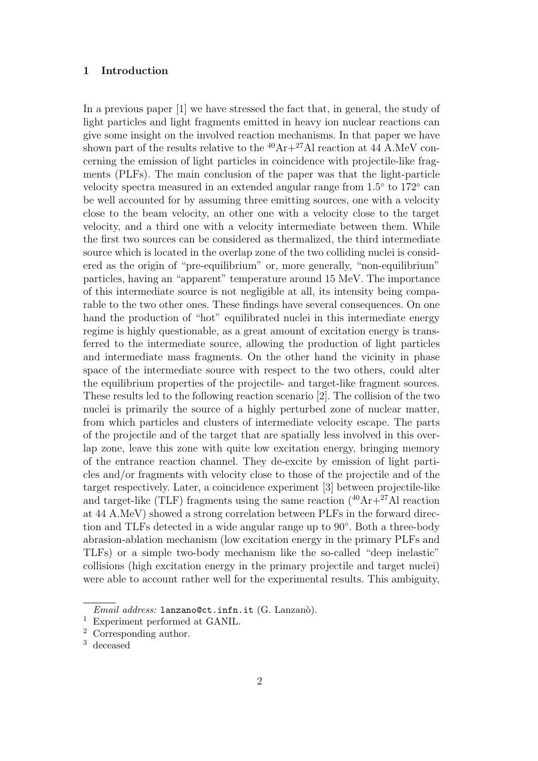## 1 Introduction

In a previous paper [1] we have stressed the fact that, in general, the study of light particles and light fragments emitted in heavy ion nuclear reactions can give some insight on the involved reaction mechanisms. In that paper we have shown part of the results relative to the $^{40}$Ar+$^{27}$Al reaction at 44 A.MeV concerning the emission of light particles in coincidence with projectile-like fragments (PLFs). The main conclusion of the paper was that the light-particle velocity spectra measured in an extended angular range from 1.5° to 172° can be well accounted for by assuming three emitting sources, one with a velocity close to the beam velocity, an other one with a velocity close to the target velocity, and a third one with a velocity intermediate between them. While the first two sources can be considered as thermalized, the third intermediate source which is located in the overlap zone of the two colliding nuclei is considered as the origin of "pre-equilibrium" or, more generally, "non-equilibrium" particles, having an "apparent" temperature around 15 MeV. The importance of this intermediate source is not negligible at all, its intensity being comparable to the two other ones. These findings have several consequences. On one hand the production of "hot" equilibrated nuclei in this intermediate energy regime is highly questionable, as a great amount of excitation energy is transferred to the intermediate source, allowing the production of light particles and intermediate mass fragments. On the other hand the vicinity in phase space of the intermediate source with respect to the two others, could alter the equilibrium properties of the projectile- and target-like fragment sources. These results led to the following reaction scenario [2]. The collision of the two nuclei is primarily the source of a highly perturbed zone of nuclear matter, from which particles and clusters of intermediate velocity escape. The parts of the projectile and of the target that are spatially less involved in this overlap zone, leave this zone with quite low excitation energy, bringing memory of the entrance reaction channel. They de-excite by emission of light particles and/or fragments with velocity close to those of the projectile and of the target respectively. Later, a coincidence experiment [3] between projectile-like and target-like (TLF) fragments using the same reaction ($^{40}$Ar+$^{27}$Al reaction at 44 A.MeV) showed a strong correlation between PLFs in the forward direction and TLFs detected in a wide angular range up to 90°. Both a three-body abrasion-ablation mechanism (low excitation energy in the primary PLFs and TLFs) or a simple two-body mechanism like the so-called "deep inelastic" collisions (high excitation energy in the primary projectile and target nuclei) were able to account rather well for the experimental results. This ambiguity,

*Email address:* lanzano@ct.infn.it (G. Lanzanò).

[1] Experiment performed at GANIL.

[2] Corresponding author.

[3] deceased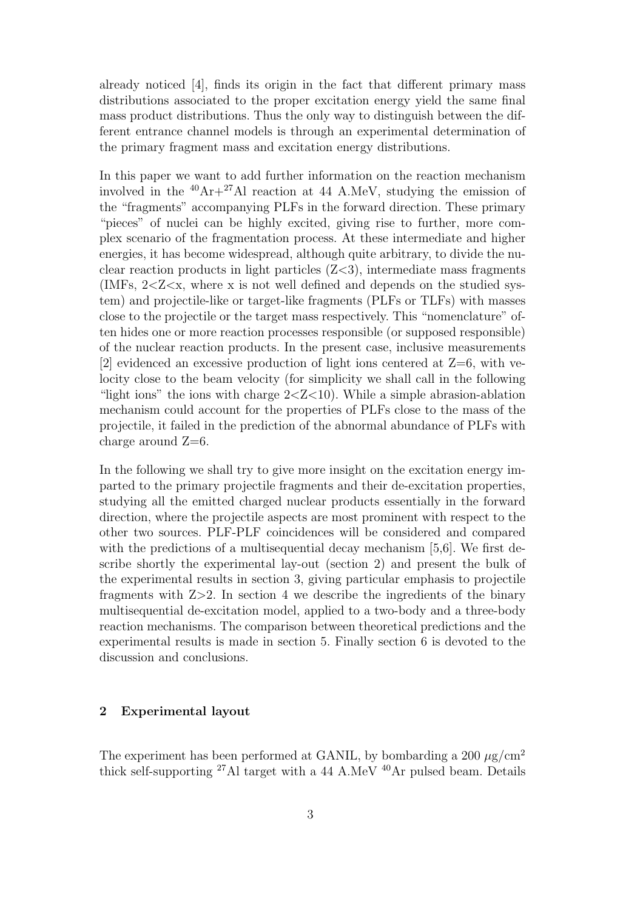already noticed [4], finds its origin in the fact that different primary mass distributions associated to the proper excitation energy yield the same final mass product distributions. Thus the only way to distinguish between the different entrance channel models is through an experimental determination of the primary fragment mass and excitation energy distributions.

In this paper we want to add further information on the reaction mechanism involved in the $^{40}$Ar+$^{27}$Al reaction at 44 A.MeV, studying the emission of the "fragments" accompanying PLFs in the forward direction. These primary "pieces" of nuclei can be highly excited, giving rise to further, more complex scenario of the fragmentation process. At these intermediate and higher energies, it has become widespread, although quite arbitrary, to divide the nuclear reaction products in light particles ($Z<3$), intermediate mass fragments (IMFs, $2<Z<x$, where x is not well defined and depends on the studied system) and projectile-like or target-like fragments (PLFs or TLFs) with masses close to the projectile or the target mass respectively. This "nomenclature" often hides one or more reaction processes responsible (or supposed responsible) of the nuclear reaction products. In the present case, inclusive measurements [2] evidenced an excessive production of light ions centered at Z=6, with velocity close to the beam velocity (for simplicity we shall call in the following "light ions" the ions with charge $2<Z<10$). While a simple abrasion-ablation mechanism could account for the properties of PLFs close to the mass of the projectile, it failed in the prediction of the abnormal abundance of PLFs with charge around Z=6.

In the following we shall try to give more insight on the excitation energy imparted to the primary projectile fragments and their de-excitation properties, studying all the emitted charged nuclear products essentially in the forward direction, where the projectile aspects are most prominent with respect to the other two sources. PLF-PLF coincidences will be considered and compared with the predictions of a multisequential decay mechanism [5,6]. We first describe shortly the experimental lay-out (section 2) and present the bulk of the experimental results in section 3, giving particular emphasis to projectile fragments with $Z>2$. In section 4 we describe the ingredients of the binary multisequential de-excitation model, applied to a two-body and a three-body reaction mechanisms. The comparison between theoretical predictions and the experimental results is made in section 5. Finally section 6 is devoted to the discussion and conclusions.

## 2 Experimental layout

The experiment has been performed at GANIL, by bombarding a 200 $\mu$g/cm$^2$ thick self-supporting $^{27}$Al target with a 44 A.MeV $^{40}$Ar pulsed beam. Details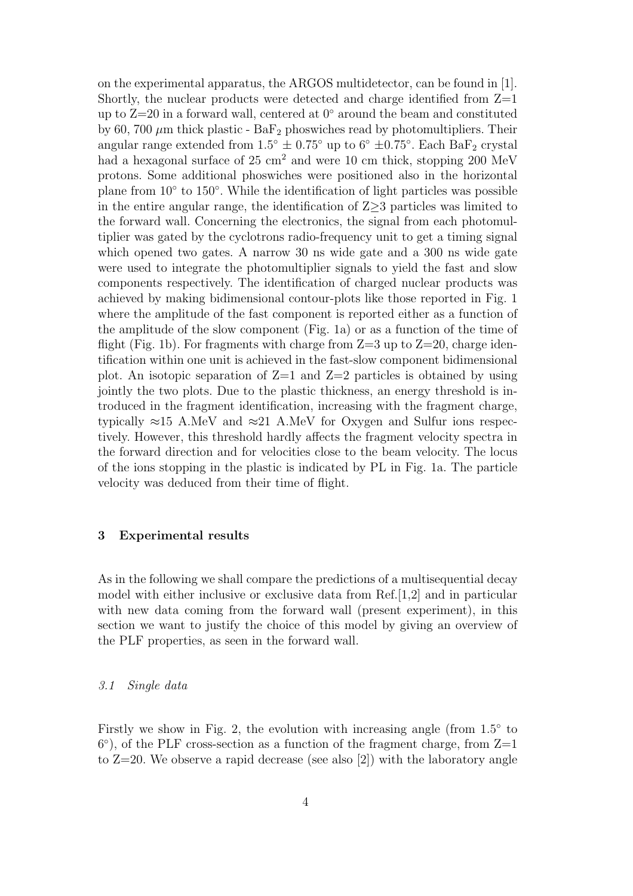on the experimental apparatus, the ARGOS multidetector, can be found in [1]. Shortly, the nuclear products were detected and charge identified from Z=1 up to Z=20 in a forward wall, centered at $0^\circ$ around the beam and constituted by 60, 700 $\mu$m thick plastic - $BaF_2$ phoswiches read by photomultipliers. Their angular range extended from $1.5^\circ \pm 0.75^\circ$ up to $6^\circ \pm 0.75^\circ$. Each $BaF_2$ crystal had a hexagonal surface of 25 $cm^2$ and were 10 cm thick, stopping 200 MeV protons. Some additional phoswiches were positioned also in the horizontal plane from $10^\circ$ to $150^\circ$. While the identification of light particles was possible in the entire angular range, the identification of Z≥3 particles was limited to the forward wall. Concerning the electronics, the signal from each photomultiplier was gated by the cyclotrons radio-frequency unit to get a timing signal which opened two gates. A narrow 30 ns wide gate and a 300 ns wide gate were used to integrate the photomultiplier signals to yield the fast and slow components respectively. The identification of charged nuclear products was achieved by making bidimensional contour-plots like those reported in Fig. 1 where the amplitude of the fast component is reported either as a function of the amplitude of the slow component (Fig. 1a) or as a function of the time of flight (Fig. 1b). For fragments with charge from Z=3 up to Z=20, charge identification within one unit is achieved in the fast-slow component bidimensional plot. An isotopic separation of Z=1 and Z=2 particles is obtained by using jointly the two plots. Due to the plastic thickness, an energy threshold is introduced in the fragment identification, increasing with the fragment charge, typically ≈15 A.MeV and ≈21 A.MeV for Oxygen and Sulfur ions respectively. However, this threshold hardly affects the fragment velocity spectra in the forward direction and for velocities close to the beam velocity. The locus of the ions stopping in the plastic is indicated by PL in Fig. 1a. The particle velocity was deduced from their time of flight.

## 3 Experimental results

As in the following we shall compare the predictions of a multisequential decay model with either inclusive or exclusive data from Ref.[1,2] and in particular with new data coming from the forward wall (present experiment), in this section we want to justify the choice of this model by giving an overview of the PLF properties, as seen in the forward wall.

### *3.1 Single data*

Firstly we show in Fig. 2, the evolution with increasing angle (from $1.5^\circ$ to $6^\circ$), of the PLF cross-section as a function of the fragment charge, from Z=1 to Z=20. We observe a rapid decrease (see also [2]) with the laboratory angle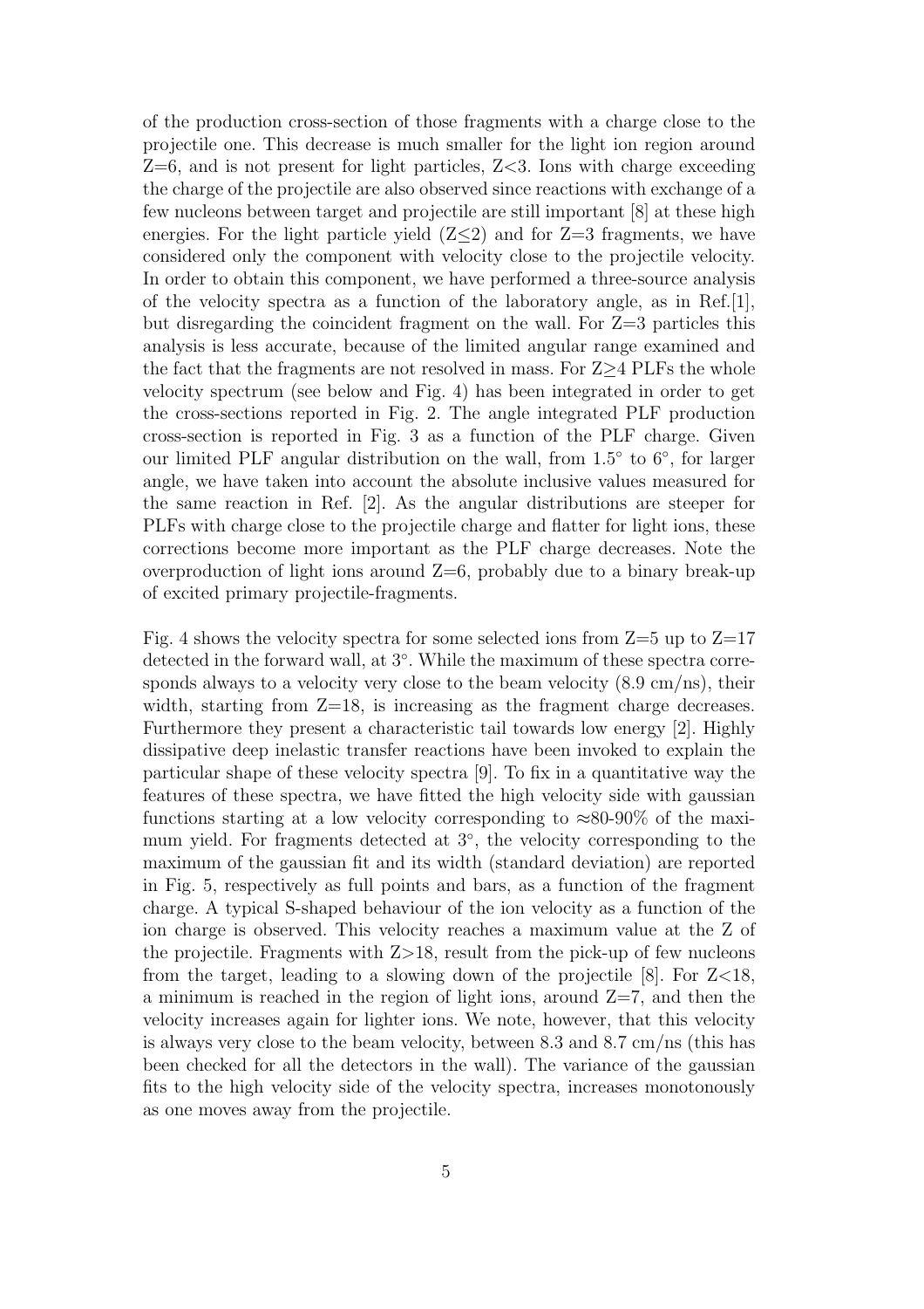of the production cross-section of those fragments with a charge close to the projectile one. This decrease is much smaller for the light ion region around Z=6, and is not present for light particles, Z<3. Ions with charge exceeding the charge of the projectile are also observed since reactions with exchange of a few nucleons between target and projectile are still important [8] at these high energies. For the light particle yield ($Z \leq 2$) and for Z=3 fragments, we have considered only the component with velocity close to the projectile velocity. In order to obtain this component, we have performed a three-source analysis of the velocity spectra as a function of the laboratory angle, as in Ref.[1], but disregarding the coincident fragment on the wall. For Z=3 particles this analysis is less accurate, because of the limited angular range examined and the fact that the fragments are not resolved in mass. For $Z \geq 4$ PLFs the whole velocity spectrum (see below and Fig. 4) has been integrated in order to get the cross-sections reported in Fig. 2. The angle integrated PLF production cross-section is reported in Fig. 3 as a function of the PLF charge. Given our limited PLF angular distribution on the wall, from $1.5^{\circ}$ to $6^{\circ}$, for larger angle, we have taken into account the absolute inclusive values measured for the same reaction in Ref. [2]. As the angular distributions are steeper for PLFs with charge close to the projectile charge and flatter for light ions, these corrections become more important as the PLF charge decreases. Note the overproduction of light ions around Z=6, probably due to a binary break-up of excited primary projectile-fragments.

Fig. 4 shows the velocity spectra for some selected ions from Z=5 up to Z=17 detected in the forward wall, at $3^{\circ}$. While the maximum of these spectra corresponds always to a velocity very close to the beam velocity (8.9 cm/ns), their width, starting from Z=18, is increasing as the fragment charge decreases. Furthermore they present a characteristic tail towards low energy [2]. Highly dissipative deep inelastic transfer reactions have been invoked to explain the particular shape of these velocity spectra [9]. To fix in a quantitative way the features of these spectra, we have fitted the high velocity side with gaussian functions starting at a low velocity corresponding to $\approx$80-90% of the maximum yield. For fragments detected at $3^{\circ}$, the velocity corresponding to the maximum of the gaussian fit and its width (standard deviation) are reported in Fig. 5, respectively as full points and bars, as a function of the fragment charge. A typical S-shaped behaviour of the ion velocity as a function of the ion charge is observed. This velocity reaches a maximum value at the Z of the projectile. Fragments with Z>18, result from the pick-up of few nucleons from the target, leading to a slowing down of the projectile [8]. For Z<18, a minimum is reached in the region of light ions, around Z=7, and then the velocity increases again for lighter ions. We note, however, that this velocity is always very close to the beam velocity, between 8.3 and 8.7 cm/ns (this has been checked for all the detectors in the wall). The variance of the gaussian fits to the high velocity side of the velocity spectra, increases monotonously as one moves away from the projectile.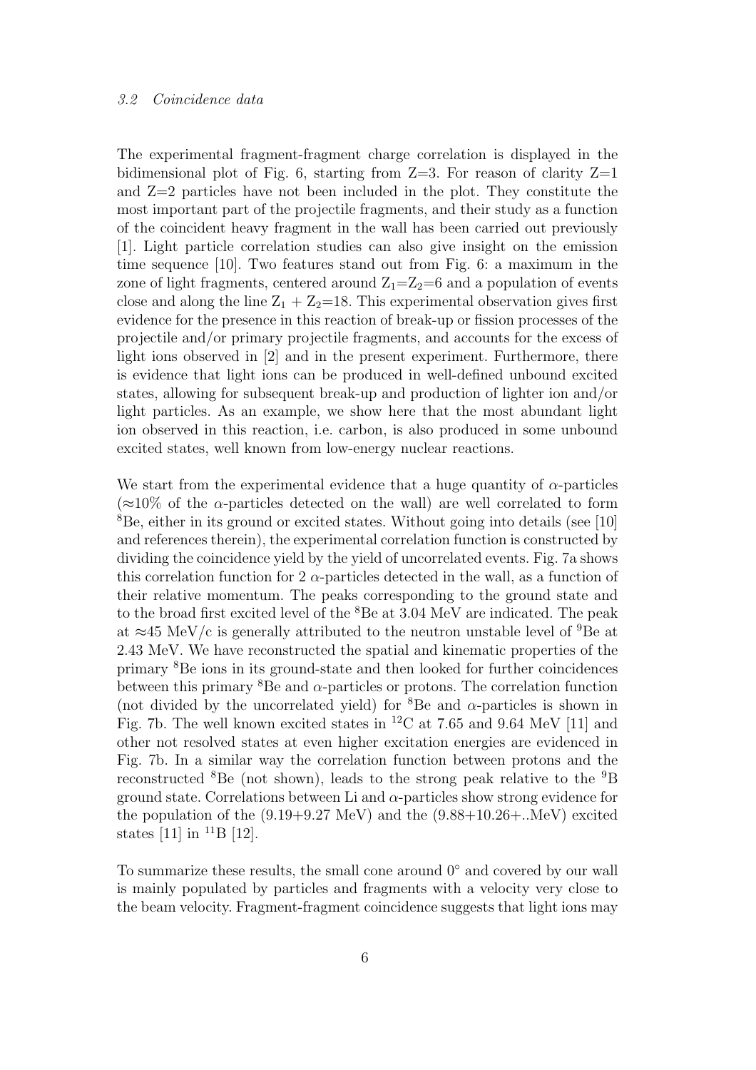### *3.2 Coincidence data*

The experimental fragment-fragment charge correlation is displayed in the bidimensional plot of Fig. 6, starting from Z=3. For reason of clarity Z=1 and Z=2 particles have not been included in the plot. They constitute the most important part of the projectile fragments, and their study as a function of the coincident heavy fragment in the wall has been carried out previously [1]. Light particle correlation studies can also give insight on the emission time sequence [10]. Two features stand out from Fig. 6: a maximum in the zone of light fragments, centered around $Z_1$=$Z_2$=6 and a population of events close and along the line $Z_1$ + $Z_2$=18. This experimental observation gives first evidence for the presence in this reaction of break-up or fission processes of the projectile and/or primary projectile fragments, and accounts for the excess of light ions observed in [2] and in the present experiment. Furthermore, there is evidence that light ions can be produced in well-defined unbound excited states, allowing for subsequent break-up and production of lighter ion and/or light particles. As an example, we show here that the most abundant light ion observed in this reaction, i.e. carbon, is also produced in some unbound excited states, well known from low-energy nuclear reactions.

We start from the experimental evidence that a huge quantity of $\alpha$-particles (≈10% of the $\alpha$-particles detected on the wall) are well correlated to form $^{8}$Be, either in its ground or excited states. Without going into details (see [10] and references therein), the experimental correlation function is constructed by dividing the coincidence yield by the yield of uncorrelated events. Fig. 7a shows this correlation function for 2 $\alpha$-particles detected in the wall, as a function of their relative momentum. The peaks corresponding to the ground state and to the broad first excited level of the $^{8}$Be at 3.04 MeV are indicated. The peak at ≈45 MeV/c is generally attributed to the neutron unstable level of $^{9}$Be at 2.43 MeV. We have reconstructed the spatial and kinematic properties of the primary $^{8}$Be ions in its ground-state and then looked for further coincidences between this primary $^{8}$Be and $\alpha$-particles or protons. The correlation function (not divided by the uncorrelated yield) for $^{8}$Be and $\alpha$-particles is shown in Fig. 7b. The well known excited states in $^{12}$C at 7.65 and 9.64 MeV [11] and other not resolved states at even higher excitation energies are evidenced in Fig. 7b. In a similar way the correlation function between protons and the reconstructed $^{8}$Be (not shown), leads to the strong peak relative to the $^{9}$B ground state. Correlations between Li and $\alpha$-particles show strong evidence for the population of the (9.19+9.27 MeV) and the (9.88+10.26+..MeV) excited states [11] in $^{11}$B [12].

To summarize these results, the small cone around 0° and covered by our wall is mainly populated by particles and fragments with a velocity very close to the beam velocity. Fragment-fragment coincidence suggests that light ions may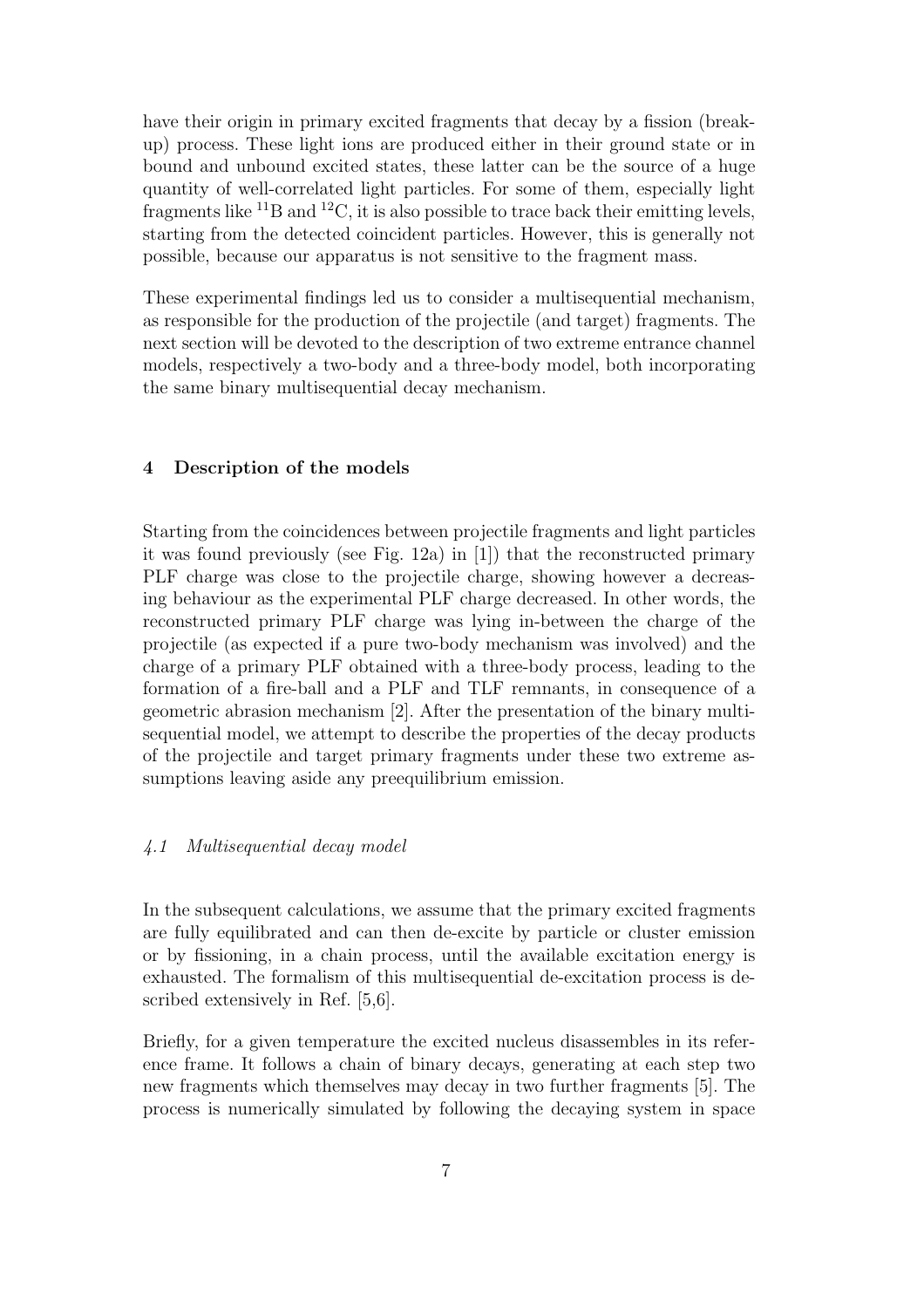have their origin in primary excited fragments that decay by a fission (break-up) process. These light ions are produced either in their ground state or in bound and unbound excited states, these latter can be the source of a huge quantity of well-correlated light particles. For some of them, especially light fragments like $^{11}$B and $^{12}$C, it is also possible to trace back their emitting levels, starting from the detected coincident particles. However, this is generally not possible, because our apparatus is not sensitive to the fragment mass.

These experimental findings led us to consider a multisequential mechanism, as responsible for the production of the projectile (and target) fragments. The next section will be devoted to the description of two extreme entrance channel models, respectively a two-body and a three-body model, both incorporating the same binary multisequential decay mechanism.

## 4 Description of the models

Starting from the coincidences between projectile fragments and light particles it was found previously (see Fig. 12a) in [1]) that the reconstructed primary PLF charge was close to the projectile charge, showing however a decreasing behaviour as the experimental PLF charge decreased. In other words, the reconstructed primary PLF charge was lying in-between the charge of the projectile (as expected if a pure two-body mechanism was involved) and the charge of a primary PLF obtained with a three-body process, leading to the formation of a fire-ball and a PLF and TLF remnants, in consequence of a geometric abrasion mechanism [2]. After the presentation of the binary multisequential model, we attempt to describe the properties of the decay products of the projectile and target primary fragments under these two extreme assumptions leaving aside any preequilibrium emission.

### *4.1 Multisequential decay model*

In the subsequent calculations, we assume that the primary excited fragments are fully equilibrated and can then de-excite by particle or cluster emission or by fissioning, in a chain process, until the available excitation energy is exhausted. The formalism of this multisequential de-excitation process is described extensively in Ref. [5,6].

Briefly, for a given temperature the excited nucleus disassembles in its reference frame. It follows a chain of binary decays, generating at each step two new fragments which themselves may decay in two further fragments [5]. The process is numerically simulated by following the decaying system in space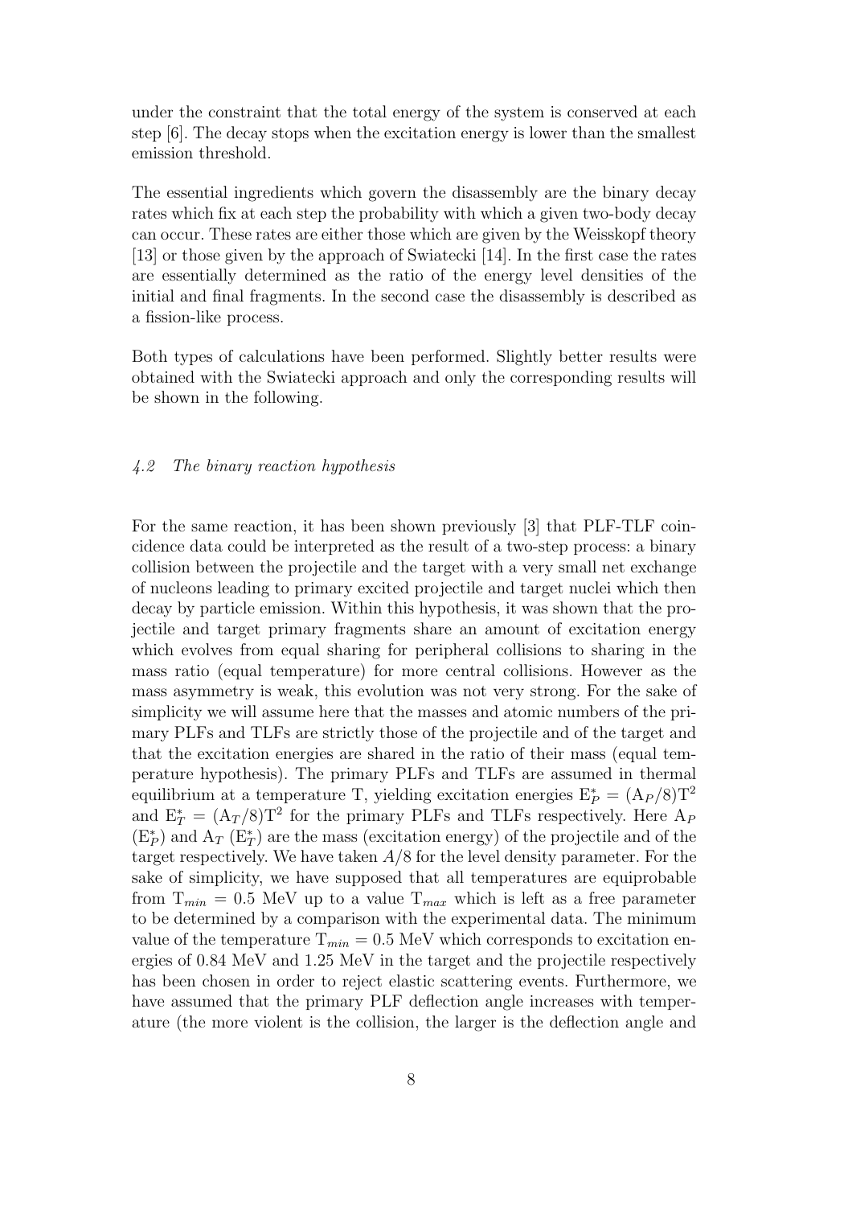under the constraint that the total energy of the system is conserved at each step [6]. The decay stops when the excitation energy is lower than the smallest emission threshold.

The essential ingredients which govern the disassembly are the binary decay rates which fix at each step the probability with which a given two-body decay can occur. These rates are either those which are given by the Weisskopf theory [13] or those given by the approach of Swiatecki [14]. In the first case the rates are essentially determined as the ratio of the energy level densities of the initial and final fragments. In the second case the disassembly is described as a fission-like process.

Both types of calculations have been performed. Slightly better results were obtained with the Swiatecki approach and only the corresponding results will be shown in the following.

### *4.2 The binary reaction hypothesis*

For the same reaction, it has been shown previously [3] that PLF-TLF coincidence data could be interpreted as the result of a two-step process: a binary collision between the projectile and the target with a very small net exchange of nucleons leading to primary excited projectile and target nuclei which then decay by particle emission. Within this hypothesis, it was shown that the projectile and target primary fragments share an amount of excitation energy which evolves from equal sharing for peripheral collisions to sharing in the mass ratio (equal temperature) for more central collisions. However as the mass asymmetry is weak, this evolution was not very strong. For the sake of simplicity we will assume here that the masses and atomic numbers of the primary PLFs and TLFs are strictly those of the projectile and of the target and that the excitation energies are shared in the ratio of their mass (equal temperature hypothesis). The primary PLFs and TLFs are assumed in thermal equilibrium at a temperature T, yielding excitation energies $E_P^* = (A_P/8)T^2$ and $E_T^* = (A_T/8)T^2$ for the primary PLFs and TLFs respectively. Here $A_P$ ($E_P^*$) and $A_T$ ($E_T^*$) are the mass (excitation energy) of the projectile and of the target respectively. We have taken $A/8$ for the level density parameter. For the sake of simplicity, we have supposed that all temperatures are equiprobable from $T_{min} = 0.5$ MeV up to a value $T_{max}$ which is left as a free parameter to be determined by a comparison with the experimental data. The minimum value of the temperature $T_{min} = 0.5$ MeV which corresponds to excitation energies of 0.84 MeV and 1.25 MeV in the target and the projectile respectively has been chosen in order to reject elastic scattering events. Furthermore, we have assumed that the primary PLF deflection angle increases with temperature (the more violent is the collision, the larger is the deflection angle and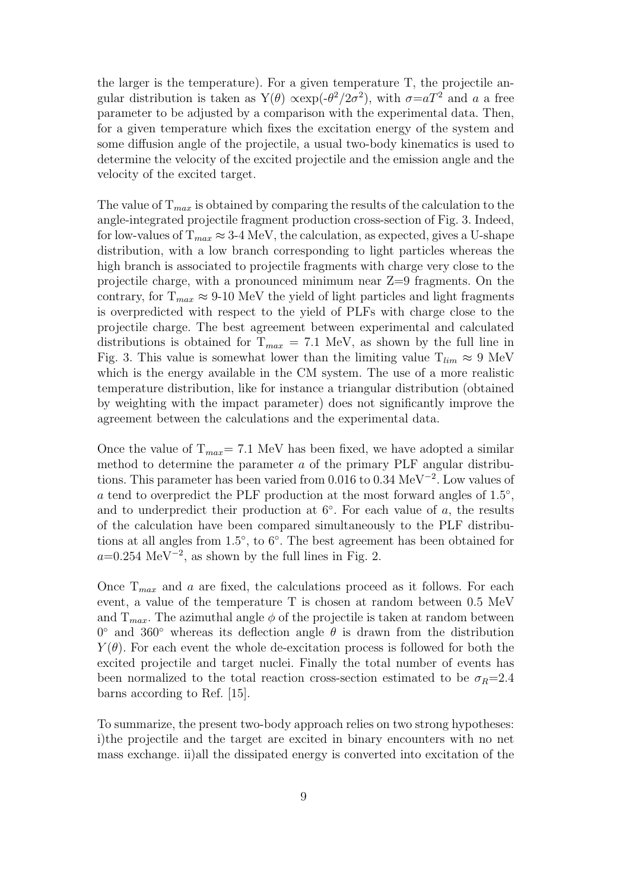the larger is the temperature). For a given temperature T, the projectile angular distribution is taken as Y($\theta$) $\propto$exp($-\theta^2/2\sigma^2$), with $\sigma$=$aT^2$ and $a$ a free parameter to be adjusted by a comparison with the experimental data. Then, for a given temperature which fixes the excitation energy of the system and some diffusion angle of the projectile, a usual two-body kinematics is used to determine the velocity of the excited projectile and the emission angle and the velocity of the excited target.

The value of $T_{max}$ is obtained by comparing the results of the calculation to the angle-integrated projectile fragment production cross-section of Fig. 3. Indeed, for low-values of $T_{max} \approx$ 3-4 MeV, the calculation, as expected, gives a U-shape distribution, with a low branch corresponding to light particles whereas the high branch is associated to projectile fragments with charge very close to the projectile charge, with a pronounced minimum near Z=9 fragments. On the contrary, for $T_{max} \approx$ 9-10 MeV the yield of light particles and light fragments is overpredicted with respect to the yield of PLFs with charge close to the projectile charge. The best agreement between experimental and calculated distributions is obtained for $T_{max}$ = 7.1 MeV, as shown by the full line in Fig. 3. This value is somewhat lower than the limiting value $T_{lim} \approx$ 9 MeV which is the energy available in the CM system. The use of a more realistic temperature distribution, like for instance a triangular distribution (obtained by weighting with the impact parameter) does not significantly improve the agreement between the calculations and the experimental data.

Once the value of $T_{max}$= 7.1 MeV has been fixed, we have adopted a similar method to determine the parameter $a$ of the primary PLF angular distributions. This parameter has been varied from 0.016 to 0.34 MeV$^{-2}$. Low values of $a$ tend to overpredict the PLF production at the most forward angles of 1.5°, and to underpredict their production at 6°. For each value of $a$, the results of the calculation have been compared simultaneously to the PLF distributions at all angles from 1.5°, to 6°. The best agreement has been obtained for $a$=0.254 MeV$^{-2}$, as shown by the full lines in Fig. 2.

Once $T_{max}$ and $a$ are fixed, the calculations proceed as it follows. For each event, a value of the temperature T is chosen at random between 0.5 MeV and $T_{max}$. The azimuthal angle $\phi$ of the projectile is taken at random between 0° and 360° whereas its deflection angle $\theta$ is drawn from the distribution $Y(\theta)$. For each event the whole de-excitation process is followed for both the excited projectile and target nuclei. Finally the total number of events has been normalized to the total reaction cross-section estimated to be $\sigma_R$=2.4 barns according to Ref. [15].

To summarize, the present two-body approach relies on two strong hypotheses: i)the projectile and the target are excited in binary encounters with no net mass exchange. ii)all the dissipated energy is converted into excitation of the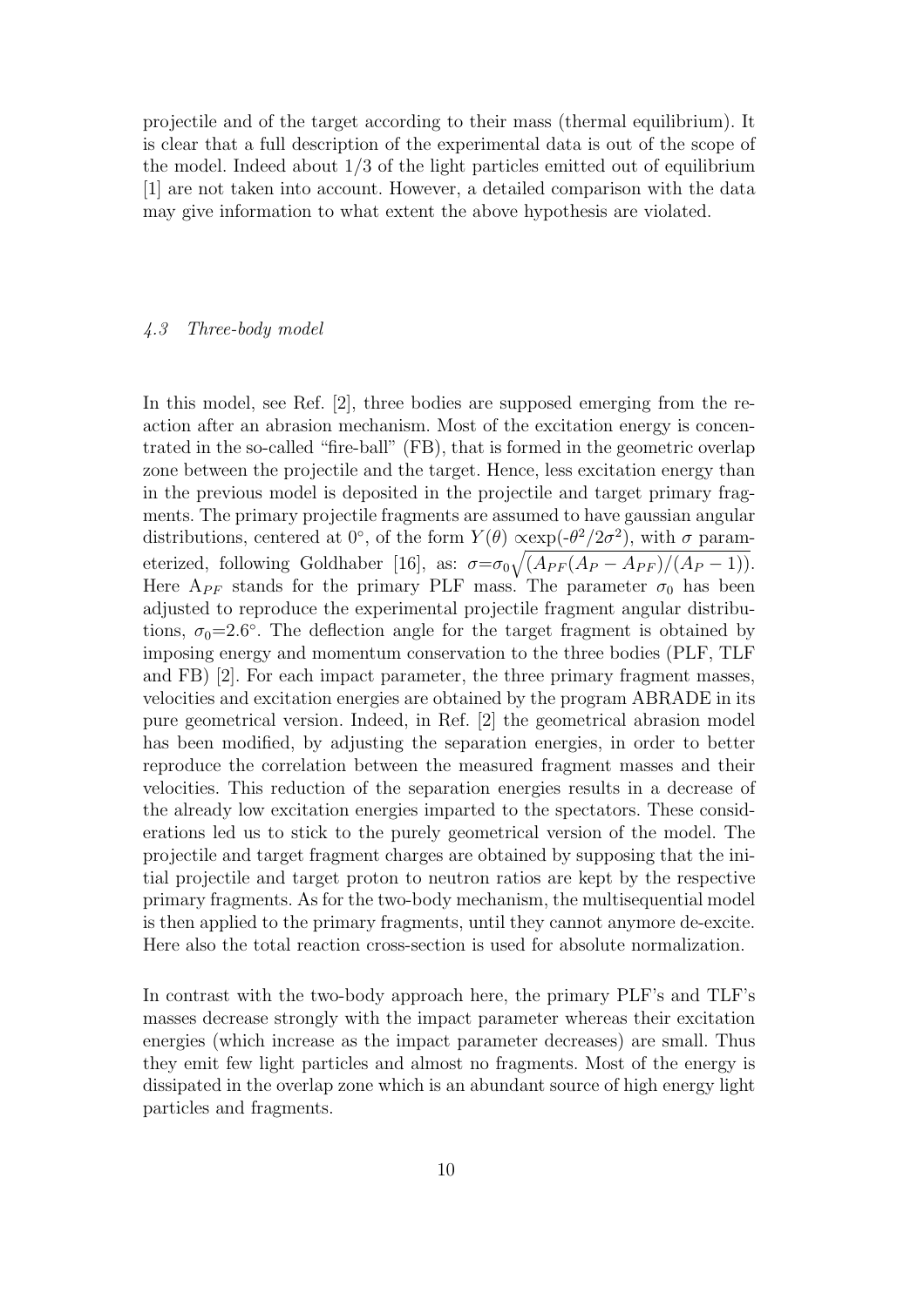projectile and of the target according to their mass (thermal equilibrium). It is clear that a full description of the experimental data is out of the scope of the model. Indeed about 1/3 of the light particles emitted out of equilibrium [1] are not taken into account. However, a detailed comparison with the data may give information to what extent the above hypothesis are violated.

### *4.3 Three-body model*

In this model, see Ref. [2], three bodies are supposed emerging from the reaction after an abrasion mechanism. Most of the excitation energy is concentrated in the so-called "fire-ball" (FB), that is formed in the geometric overlap zone between the projectile and the target. Hence, less excitation energy than in the previous model is deposited in the projectile and target primary fragments. The primary projectile fragments are assumed to have gaussian angular distributions, centered at 0°, of the form $Y(\theta) \propto \exp(-\theta^2/2\sigma^2)$, with $\sigma$ parameterized, following Goldhaber [16], as: $\sigma = \sigma_0\sqrt{(A_{PF}(A_P - A_{PF})/(A_P - 1))}$. Here $A_{PF}$ stands for the primary PLF mass. The parameter $\sigma_0$ has been adjusted to reproduce the experimental projectile fragment angular distributions, $\sigma_0$=2.6°. The deflection angle for the target fragment is obtained by imposing energy and momentum conservation to the three bodies (PLF, TLF and FB) [2]. For each impact parameter, the three primary fragment masses, velocities and excitation energies are obtained by the program ABRADE in its pure geometrical version. Indeed, in Ref. [2] the geometrical abrasion model has been modified, by adjusting the separation energies, in order to better reproduce the correlation between the measured fragment masses and their velocities. This reduction of the separation energies results in a decrease of the already low excitation energies imparted to the spectators. These considerations led us to stick to the purely geometrical version of the model. The projectile and target fragment charges are obtained by supposing that the initial projectile and target proton to neutron ratios are kept by the respective primary fragments. As for the two-body mechanism, the multisequential model is then applied to the primary fragments, until they cannot anymore de-excite. Here also the total reaction cross-section is used for absolute normalization.

In contrast with the two-body approach here, the primary PLF's and TLF's masses decrease strongly with the impact parameter whereas their excitation energies (which increase as the impact parameter decreases) are small. Thus they emit few light particles and almost no fragments. Most of the energy is dissipated in the overlap zone which is an abundant source of high energy light particles and fragments.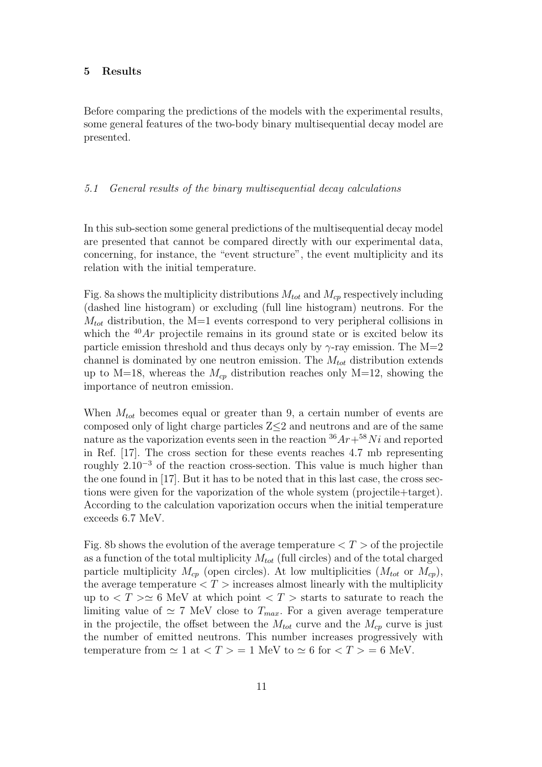## 5 Results

Before comparing the predictions of the models with the experimental results, some general features of the two-body binary multisequential decay model are presented.

### *5.1 General results of the binary multisequential decay calculations*

In this sub-section some general predictions of the multisequential decay model are presented that cannot be compared directly with our experimental data, concerning, for instance, the "event structure", the event multiplicity and its relation with the initial temperature.

Fig. 8a shows the multiplicity distributions $M_{tot}$ and $M_{cp}$ respectively including (dashed line histogram) or excluding (full line histogram) neutrons. For the $M_{tot}$ distribution, the M=1 events correspond to very peripheral collisions in which the $^{40}Ar$ projectile remains in its ground state or is excited below its particle emission threshold and thus decays only by $\gamma$-ray emission. The M=2 channel is dominated by one neutron emission. The $M_{tot}$ distribution extends up to M=18, whereas the $M_{cp}$ distribution reaches only M=12, showing the importance of neutron emission.

When $M_{tot}$ becomes equal or greater than 9, a certain number of events are composed only of light charge particles Z$\leq$2 and neutrons and are of the same nature as the vaporization events seen in the reaction $^{36}Ar+^{58}Ni$ and reported in Ref. [17]. The cross section for these events reaches 4.7 mb representing roughly $2.10^{-3}$ of the reaction cross-section. This value is much higher than the one found in [17]. But it has to be noted that in this last case, the cross sections were given for the vaporization of the whole system (projectile+target). According to the calculation vaporization occurs when the initial temperature exceeds 6.7 MeV.

Fig. 8b shows the evolution of the average temperature $< T >$ of the projectile as a function of the total multiplicity $M_{tot}$ (full circles) and of the total charged particle multiplicity $M_{cp}$ (open circles). At low multiplicities ($M_{tot}$ or $M_{cp}$), the average temperature $< T >$ increases almost linearly with the multiplicity up to $< T > \simeq 6$ MeV at which point $< T >$ starts to saturate to reach the limiting value of $\simeq 7$ MeV close to $T_{max}$. For a given average temperature in the projectile, the offset between the $M_{tot}$ curve and the $M_{cp}$ curve is just the number of emitted neutrons. This number increases progressively with temperature from $\simeq 1$ at $< T > = 1$ MeV to $\simeq 6$ for $< T > = 6$ MeV.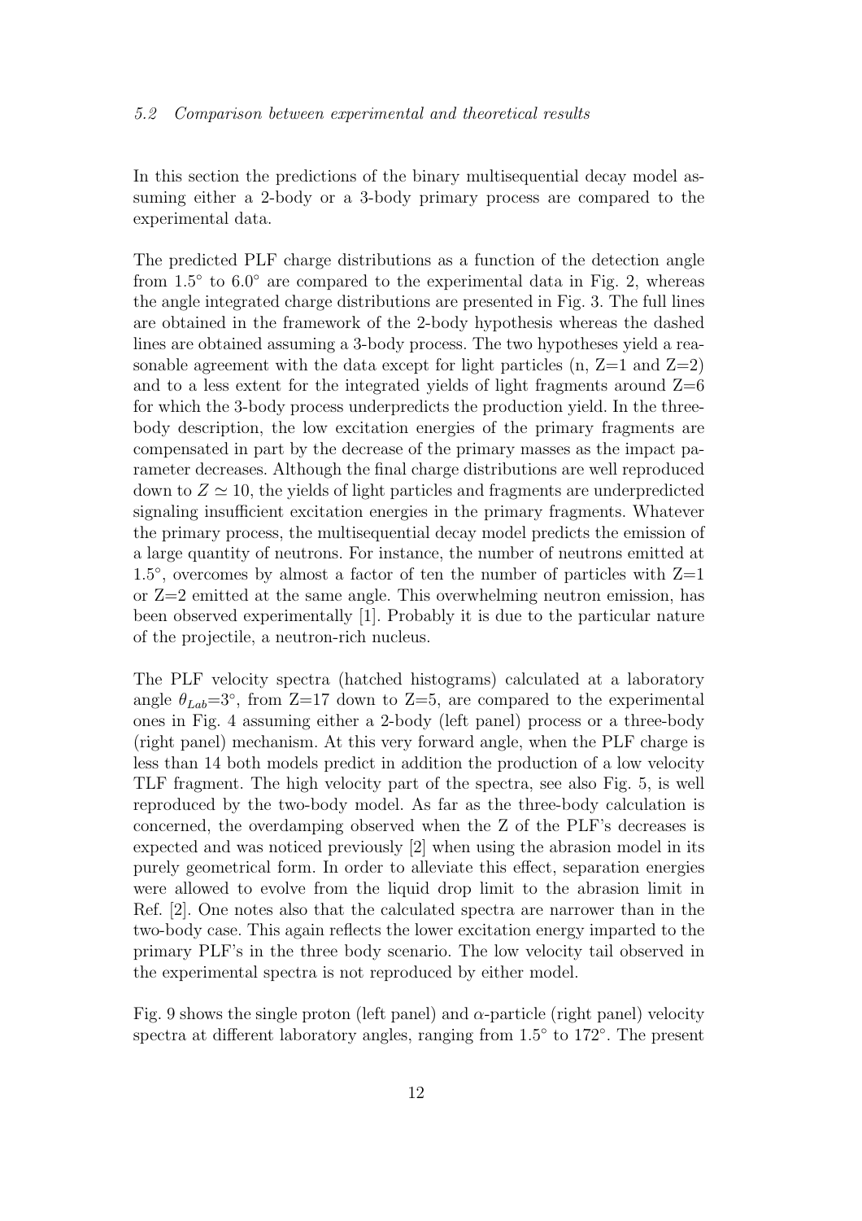### *5.2 Comparison between experimental and theoretical results*

In this section the predictions of the binary multisequential decay model assuming either a 2-body or a 3-body primary process are compared to the experimental data.

The predicted PLF charge distributions as a function of the detection angle from 1.5° to 6.0° are compared to the experimental data in Fig. 2, whereas the angle integrated charge distributions are presented in Fig. 3. The full lines are obtained in the framework of the 2-body hypothesis whereas the dashed lines are obtained assuming a 3-body process. The two hypotheses yield a reasonable agreement with the data except for light particles (n, Z=1 and Z=2) and to a less extent for the integrated yields of light fragments around Z=6 for which the 3-body process underpredicts the production yield. In the three-body description, the low excitation energies of the primary fragments are compensated in part by the decrease of the primary masses as the impact parameter decreases. Although the final charge distributions are well reproduced down to $Z \simeq 10$, the yields of light particles and fragments are underpredicted signaling insufficient excitation energies in the primary fragments. Whatever the primary process, the multisequential decay model predicts the emission of a large quantity of neutrons. For instance, the number of neutrons emitted at 1.5°, overcomes by almost a factor of ten the number of particles with Z=1 or Z=2 emitted at the same angle. This overwhelming neutron emission, has been observed experimentally [1]. Probably it is due to the particular nature of the projectile, a neutron-rich nucleus.

The PLF velocity spectra (hatched histograms) calculated at a laboratory angle $\theta_{Lab}$=3°, from Z=17 down to Z=5, are compared to the experimental ones in Fig. 4 assuming either a 2-body (left panel) process or a three-body (right panel) mechanism. At this very forward angle, when the PLF charge is less than 14 both models predict in addition the production of a low velocity TLF fragment. The high velocity part of the spectra, see also Fig. 5, is well reproduced by the two-body model. As far as the three-body calculation is concerned, the overdamping observed when the Z of the PLF's decreases is expected and was noticed previously [2] when using the abrasion model in its purely geometrical form. In order to alleviate this effect, separation energies were allowed to evolve from the liquid drop limit to the abrasion limit in Ref. [2]. One notes also that the calculated spectra are narrower than in the two-body case. This again reflects the lower excitation energy imparted to the primary PLF's in the three body scenario. The low velocity tail observed in the experimental spectra is not reproduced by either model.

Fig. 9 shows the single proton (left panel) and $\alpha$-particle (right panel) velocity spectra at different laboratory angles, ranging from 1.5° to 172°. The present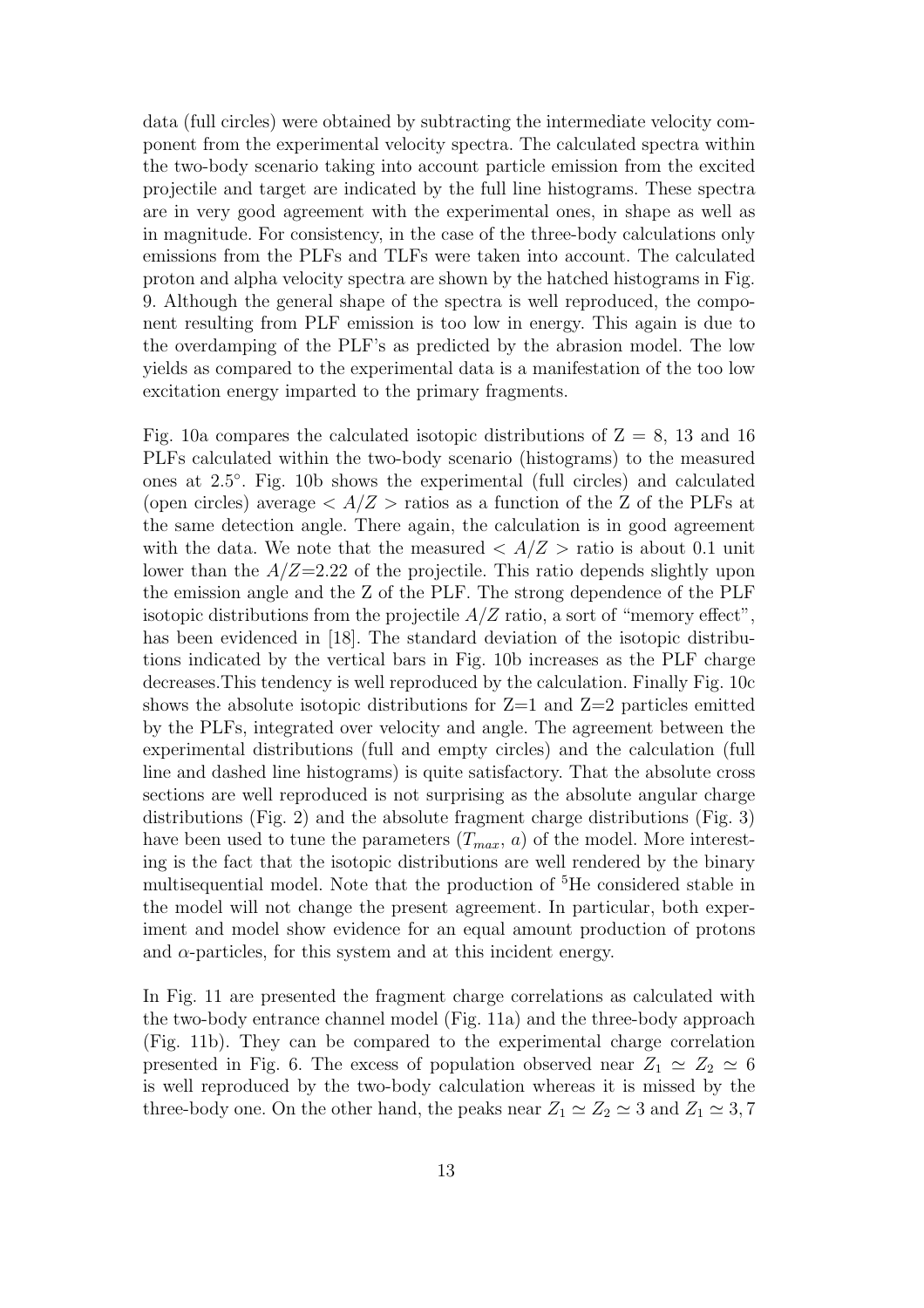data (full circles) were obtained by subtracting the intermediate velocity component from the experimental velocity spectra. The calculated spectra within the two-body scenario taking into account particle emission from the excited projectile and target are indicated by the full line histograms. These spectra are in very good agreement with the experimental ones, in shape as well as in magnitude. For consistency, in the case of the three-body calculations only emissions from the PLFs and TLFs were taken into account. The calculated proton and alpha velocity spectra are shown by the hatched histograms in Fig. 9. Although the general shape of the spectra is well reproduced, the component resulting from PLF emission is too low in energy. This again is due to the overdamping of the PLF's as predicted by the abrasion model. The low yields as compared to the experimental data is a manifestation of the too low excitation energy imparted to the primary fragments.

Fig. 10a compares the calculated isotopic distributions of Z = 8, 13 and 16 PLFs calculated within the two-body scenario (histograms) to the measured ones at $2.5^{\circ}$. Fig. 10b shows the experimental (full circles) and calculated (open circles) average $< A/Z >$ ratios as a function of the Z of the PLFs at the same detection angle. There again, the calculation is in good agreement with the data. We note that the measured $< A/Z >$ ratio is about 0.1 unit lower than the $A/Z$=2.22 of the projectile. This ratio depends slightly upon the emission angle and the Z of the PLF. The strong dependence of the PLF isotopic distributions from the projectile $A/Z$ ratio, a sort of "memory effect", has been evidenced in [18]. The standard deviation of the isotopic distributions indicated by the vertical bars in Fig. 10b increases as the PLF charge decreases.This tendency is well reproduced by the calculation. Finally Fig. 10c shows the absolute isotopic distributions for Z=1 and Z=2 particles emitted by the PLFs, integrated over velocity and angle. The agreement between the experimental distributions (full and empty circles) and the calculation (full line and dashed line histograms) is quite satisfactory. That the absolute cross sections are well reproduced is not surprising as the absolute angular charge distributions (Fig. 2) and the absolute fragment charge distributions (Fig. 3) have been used to tune the parameters ($T_{max}$, $a$) of the model. More interesting is the fact that the isotopic distributions are well rendered by the binary multisequential model. Note that the production of $^{5}$He considered stable in the model will not change the present agreement. In particular, both experiment and model show evidence for an equal amount production of protons and $\alpha$-particles, for this system and at this incident energy.

In Fig. 11 are presented the fragment charge correlations as calculated with the two-body entrance channel model (Fig. 11a) and the three-body approach (Fig. 11b). They can be compared to the experimental charge correlation presented in Fig. 6. The excess of population observed near $Z_1 \simeq Z_2 \simeq 6$ is well reproduced by the two-body calculation whereas it is missed by the three-body one. On the other hand, the peaks near $Z_1 \simeq Z_2 \simeq 3$ and $Z_1 \simeq 3, 7$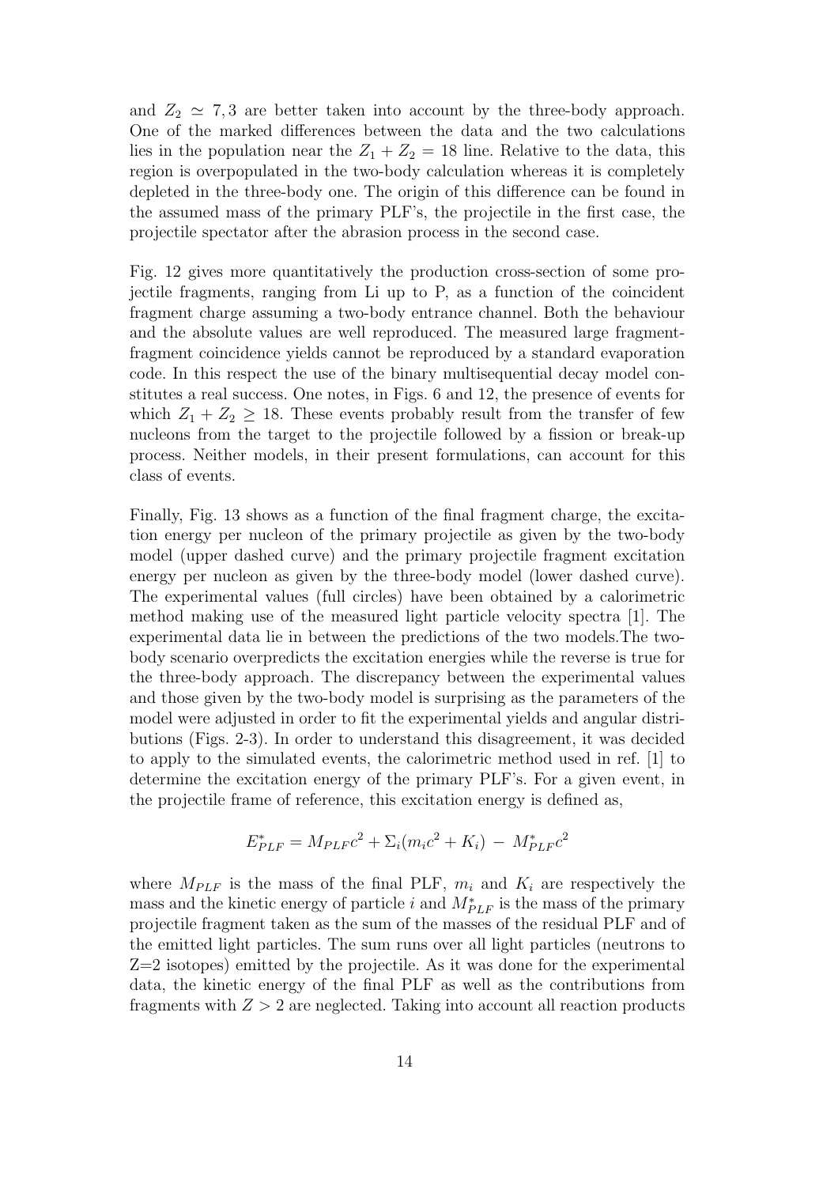and $Z_2 \simeq 7, 3$ are better taken into account by the three-body approach. One of the marked differences between the data and the two calculations lies in the population near the $Z_1 + Z_2 = 18$ line. Relative to the data, this region is overpopulated in the two-body calculation whereas it is completely depleted in the three-body one. The origin of this difference can be found in the assumed mass of the primary PLF's, the projectile in the first case, the projectile spectator after the abrasion process in the second case.

Fig. 12 gives more quantitatively the production cross-section of some projectile fragments, ranging from Li up to P, as a function of the coincident fragment charge assuming a two-body entrance channel. Both the behaviour and the absolute values are well reproduced. The measured large fragment-fragment coincidence yields cannot be reproduced by a standard evaporation code. In this respect the use of the binary multisequential decay model constitutes a real success. One notes, in Figs. 6 and 12, the presence of events for which $Z_1 + Z_2 \geq 18$. These events probably result from the transfer of few nucleons from the target to the projectile followed by a fission or break-up process. Neither models, in their present formulations, can account for this class of events.

Finally, Fig. 13 shows as a function of the final fragment charge, the excitation energy per nucleon of the primary projectile as given by the two-body model (upper dashed curve) and the primary projectile fragment excitation energy per nucleon as given by the three-body model (lower dashed curve). The experimental values (full circles) have been obtained by a calorimetric method making use of the measured light particle velocity spectra [1]. The experimental data lie in between the predictions of the two models.The two-body scenario overpredicts the excitation energies while the reverse is true for the three-body approach. The discrepancy between the experimental values and those given by the two-body model is surprising as the parameters of the model were adjusted in order to fit the experimental yields and angular distributions (Figs. 2-3). In order to understand this disagreement, it was decided to apply to the simulated events, the calorimetric method used in ref. [1] to determine the excitation energy of the primary PLF's. For a given event, in the projectile frame of reference, this excitation energy is defined as,

$$E^*_{PLF} = M_{PLF}c^2 + \Sigma_i(m_i c^2 + K_i) \; - \; M^*_{PLF}c^2$$

where $M_{PLF}$ is the mass of the final PLF, $m_i$ and $K_i$ are respectively the mass and the kinetic energy of particle $i$ and $M^*_{PLF}$ is the mass of the primary projectile fragment taken as the sum of the masses of the residual PLF and of the emitted light particles. The sum runs over all light particles (neutrons to Z=2 isotopes) emitted by the projectile. As it was done for the experimental data, the kinetic energy of the final PLF as well as the contributions from fragments with $Z > 2$ are neglected. Taking into account all reaction products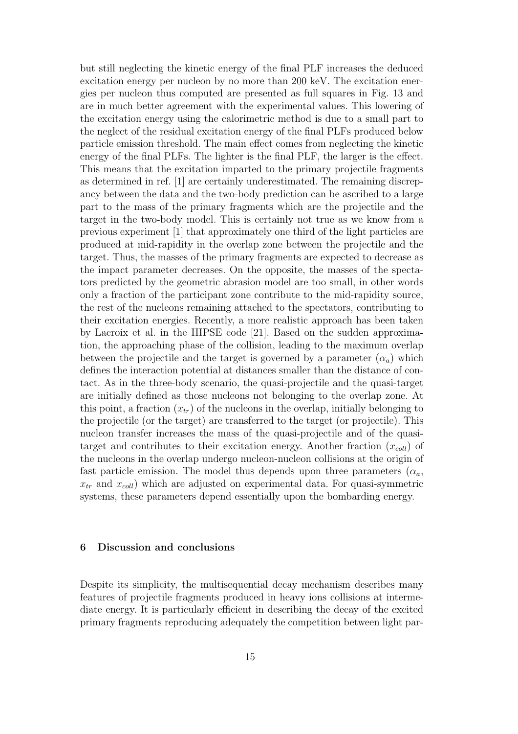but still neglecting the kinetic energy of the final PLF increases the deduced excitation energy per nucleon by no more than 200 keV. The excitation energies per nucleon thus computed are presented as full squares in Fig. 13 and are in much better agreement with the experimental values. This lowering of the excitation energy using the calorimetric method is due to a small part to the neglect of the residual excitation energy of the final PLFs produced below particle emission threshold. The main effect comes from neglecting the kinetic energy of the final PLFs. The lighter is the final PLF, the larger is the effect. This means that the excitation imparted to the primary projectile fragments as determined in ref. [1] are certainly underestimated. The remaining discrepancy between the data and the two-body prediction can be ascribed to a large part to the mass of the primary fragments which are the projectile and the target in the two-body model. This is certainly not true as we know from a previous experiment [1] that approximately one third of the light particles are produced at mid-rapidity in the overlap zone between the projectile and the target. Thus, the masses of the primary fragments are expected to decrease as the impact parameter decreases. On the opposite, the masses of the spectators predicted by the geometric abrasion model are too small, in other words only a fraction of the participant zone contribute to the mid-rapidity source, the rest of the nucleons remaining attached to the spectators, contributing to their excitation energies. Recently, a more realistic approach has been taken by Lacroix et al. in the HIPSE code [21]. Based on the sudden approximation, the approaching phase of the collision, leading to the maximum overlap between the projectile and the target is governed by a parameter ($\alpha_a$) which defines the interaction potential at distances smaller than the distance of contact. As in the three-body scenario, the quasi-projectile and the quasi-target are initially defined as those nucleons not belonging to the overlap zone. At this point, a fraction ($x_{tr}$) of the nucleons in the overlap, initially belonging to the projectile (or the target) are transferred to the target (or projectile). This nucleon transfer increases the mass of the quasi-projectile and of the quasi-target and contributes to their excitation energy. Another fraction ($x_{coll}$) of the nucleons in the overlap undergo nucleon-nucleon collisions at the origin of fast particle emission. The model thus depends upon three parameters ($\alpha_a$, $x_{tr}$ and $x_{coll}$) which are adjusted on experimental data. For quasi-symmetric systems, these parameters depend essentially upon the bombarding energy.

## 6 Discussion and conclusions

Despite its simplicity, the multisequential decay mechanism describes many features of projectile fragments produced in heavy ions collisions at intermediate energy. It is particularly efficient in describing the decay of the excited primary fragments reproducing adequately the competition between light par-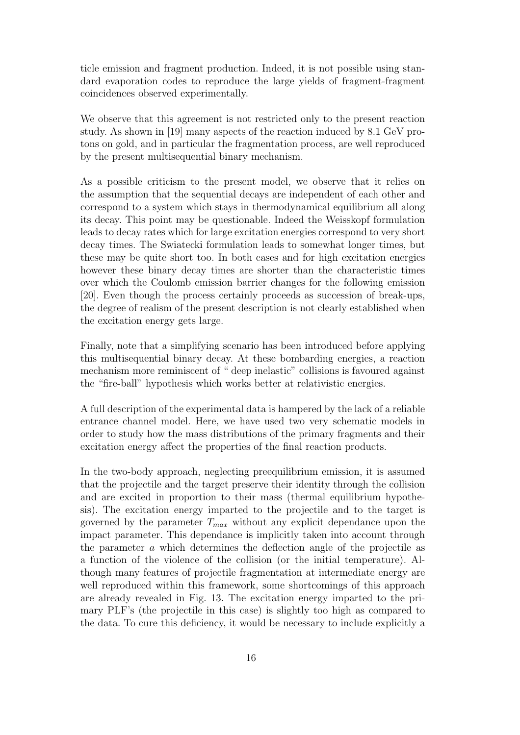ticle emission and fragment production. Indeed, it is not possible using standard evaporation codes to reproduce the large yields of fragment-fragment coincidences observed experimentally.

We observe that this agreement is not restricted only to the present reaction study. As shown in [19] many aspects of the reaction induced by 8.1 GeV protons on gold, and in particular the fragmentation process, are well reproduced by the present multisequential binary mechanism.

As a possible criticism to the present model, we observe that it relies on the assumption that the sequential decays are independent of each other and correspond to a system which stays in thermodynamical equilibrium all along its decay. This point may be questionable. Indeed the Weisskopf formulation leads to decay rates which for large excitation energies correspond to very short decay times. The Swiatecki formulation leads to somewhat longer times, but these may be quite short too. In both cases and for high excitation energies however these binary decay times are shorter than the characteristic times over which the Coulomb emission barrier changes for the following emission [20]. Even though the process certainly proceeds as succession of break-ups, the degree of realism of the present description is not clearly established when the excitation energy gets large.

Finally, note that a simplifying scenario has been introduced before applying this multisequential binary decay. At these bombarding energies, a reaction mechanism more reminiscent of " deep inelastic" collisions is favoured against the "fire-ball" hypothesis which works better at relativistic energies.

A full description of the experimental data is hampered by the lack of a reliable entrance channel model. Here, we have used two very schematic models in order to study how the mass distributions of the primary fragments and their excitation energy affect the properties of the final reaction products.

In the two-body approach, neglecting preequilibrium emission, it is assumed that the projectile and the target preserve their identity through the collision and are excited in proportion to their mass (thermal equilibrium hypothesis). The excitation energy imparted to the projectile and to the target is governed by the parameter $T_{max}$ without any explicit dependance upon the impact parameter. This dependance is implicitly taken into account through the parameter $a$ which determines the deflection angle of the projectile as a function of the violence of the collision (or the initial temperature). Although many features of projectile fragmentation at intermediate energy are well reproduced within this framework, some shortcomings of this approach are already revealed in Fig. 13. The excitation energy imparted to the primary PLF's (the projectile in this case) is slightly too high as compared to the data. To cure this deficiency, it would be necessary to include explicitly a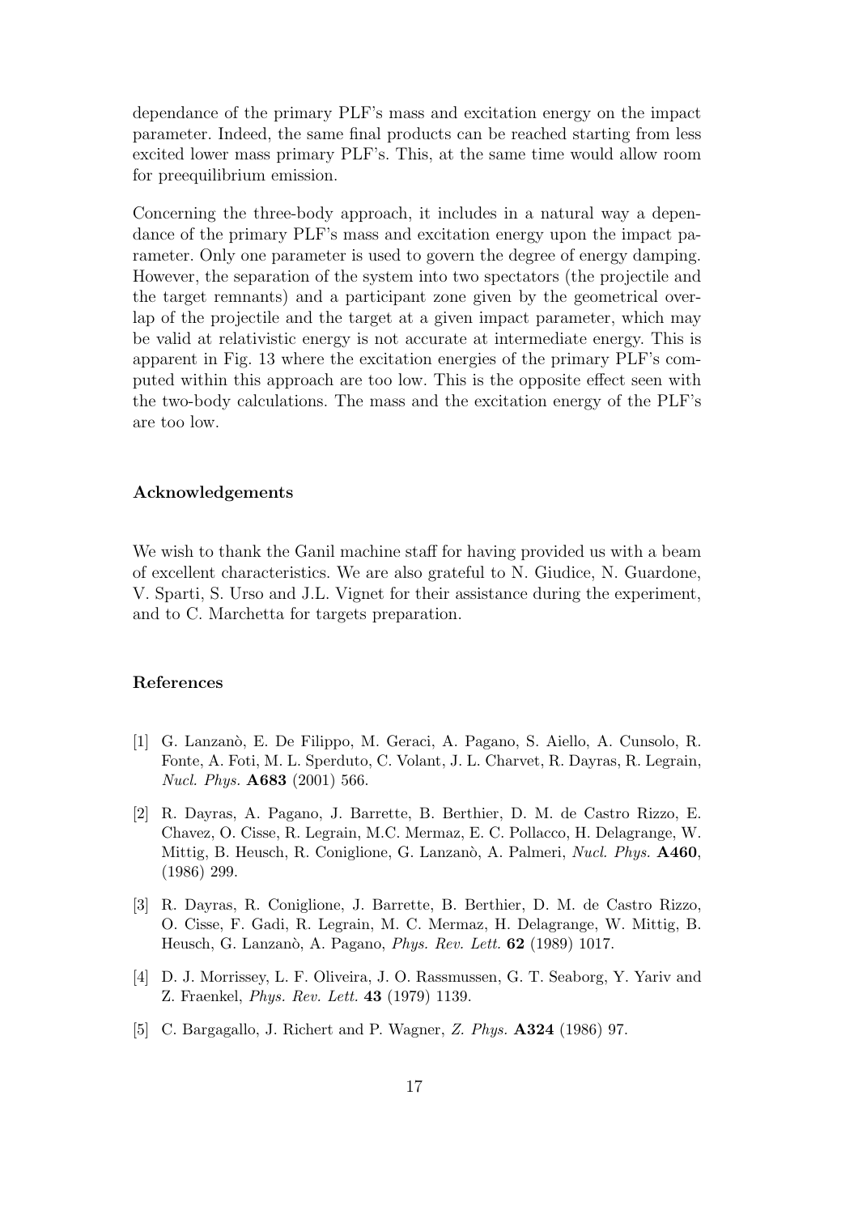dependance of the primary PLF's mass and excitation energy on the impact parameter. Indeed, the same final products can be reached starting from less excited lower mass primary PLF's. This, at the same time would allow room for preequilibrium emission.

Concerning the three-body approach, it includes in a natural way a dependance of the primary PLF's mass and excitation energy upon the impact parameter. Only one parameter is used to govern the degree of energy damping. However, the separation of the system into two spectators (the projectile and the target remnants) and a participant zone given by the geometrical overlap of the projectile and the target at a given impact parameter, which may be valid at relativistic energy is not accurate at intermediate energy. This is apparent in Fig. 13 where the excitation energies of the primary PLF's computed within this approach are too low. This is the opposite effect seen with the two-body calculations. The mass and the excitation energy of the PLF's are too low.

### Acknowledgements

We wish to thank the Ganil machine staff for having provided us with a beam of excellent characteristics. We are also grateful to N. Giudice, N. Guardone, V. Sparti, S. Urso and J.L. Vignet for their assistance during the experiment, and to C. Marchetta for targets preparation.

### References

[1] G. Lanzanò, E. De Filippo, M. Geraci, A. Pagano, S. Aiello, A. Cunsolo, R. Fonte, A. Foti, M. L. Sperduto, C. Volant, J. L. Charvet, R. Dayras, R. Legrain, *Nucl. Phys.* **A683** (2001) 566.

[2] R. Dayras, A. Pagano, J. Barrette, B. Berthier, D. M. de Castro Rizzo, E. Chavez, O. Cisse, R. Legrain, M.C. Mermaz, E. C. Pollacco, H. Delagrange, W. Mittig, B. Heusch, R. Coniglione, G. Lanzanò, A. Palmeri, *Nucl. Phys.* **A460**, (1986) 299.

[3] R. Dayras, R. Coniglione, J. Barrette, B. Berthier, D. M. de Castro Rizzo, O. Cisse, F. Gadi, R. Legrain, M. C. Mermaz, H. Delagrange, W. Mittig, B. Heusch, G. Lanzanò, A. Pagano, *Phys. Rev. Lett.* **62** (1989) 1017.

[4] D. J. Morrissey, L. F. Oliveira, J. O. Rassmussen, G. T. Seaborg, Y. Yariv and Z. Fraenkel, *Phys. Rev. Lett.* **43** (1979) 1139.

[5] C. Bargagallo, J. Richert and P. Wagner, *Z. Phys.* **A324** (1986) 97.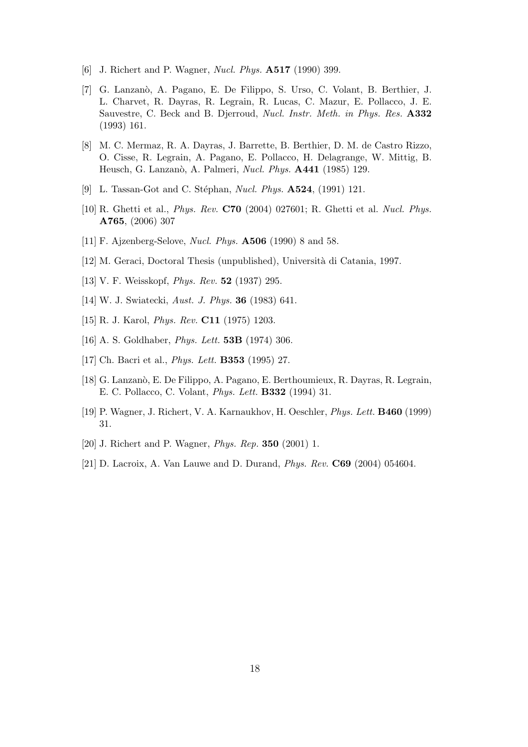[6] J. Richert and P. Wagner, *Nucl. Phys.* **A517** (1990) 399.

[7] G. Lanzanò, A. Pagano, E. De Filippo, S. Urso, C. Volant, B. Berthier, J. L. Charvet, R. Dayras, R. Legrain, R. Lucas, C. Mazur, E. Pollacco, J. E. Sauvestre, C. Beck and B. Djerroud, *Nucl. Instr. Meth. in Phys. Res.* **A332** (1993) 161.

[8] M. C. Mermaz, R. A. Dayras, J. Barrette, B. Berthier, D. M. de Castro Rizzo, O. Cisse, R. Legrain, A. Pagano, E. Pollacco, H. Delagrange, W. Mittig, B. Heusch, G. Lanzanò, A. Palmeri, *Nucl. Phys.* **A441** (1985) 129.

[9] L. Tassan-Got and C. Stéphan, *Nucl. Phys.* **A524**, (1991) 121.

[10] R. Ghetti et al., *Phys. Rev.* **C70** (2004) 027601; R. Ghetti et al. *Nucl. Phys.* **A765**, (2006) 307

[11] F. Ajzenberg-Selove, *Nucl. Phys.* **A506** (1990) 8 and 58.

[12] M. Geraci, Doctoral Thesis (unpublished), Università di Catania, 1997.

[13] V. F. Weisskopf, *Phys. Rev.* **52** (1937) 295.

[14] W. J. Swiatecki, *Aust. J. Phys.* **36** (1983) 641.

[15] R. J. Karol, *Phys. Rev.* **C11** (1975) 1203.

[16] A. S. Goldhaber, *Phys. Lett.* **53B** (1974) 306.

[17] Ch. Bacri et al., *Phys. Lett.* **B353** (1995) 27.

[18] G. Lanzanò, E. De Filippo, A. Pagano, E. Berthoumieux, R. Dayras, R. Legrain, E. C. Pollacco, C. Volant, *Phys. Lett.* **B332** (1994) 31.

[19] P. Wagner, J. Richert, V. A. Karnaukhov, H. Oeschler, *Phys. Lett.* **B460** (1999) 31.

[20] J. Richert and P. Wagner, *Phys. Rep.* **350** (2001) 1.

[21] D. Lacroix, A. Van Lauwe and D. Durand, *Phys. Rev.* **C69** (2004) 054604.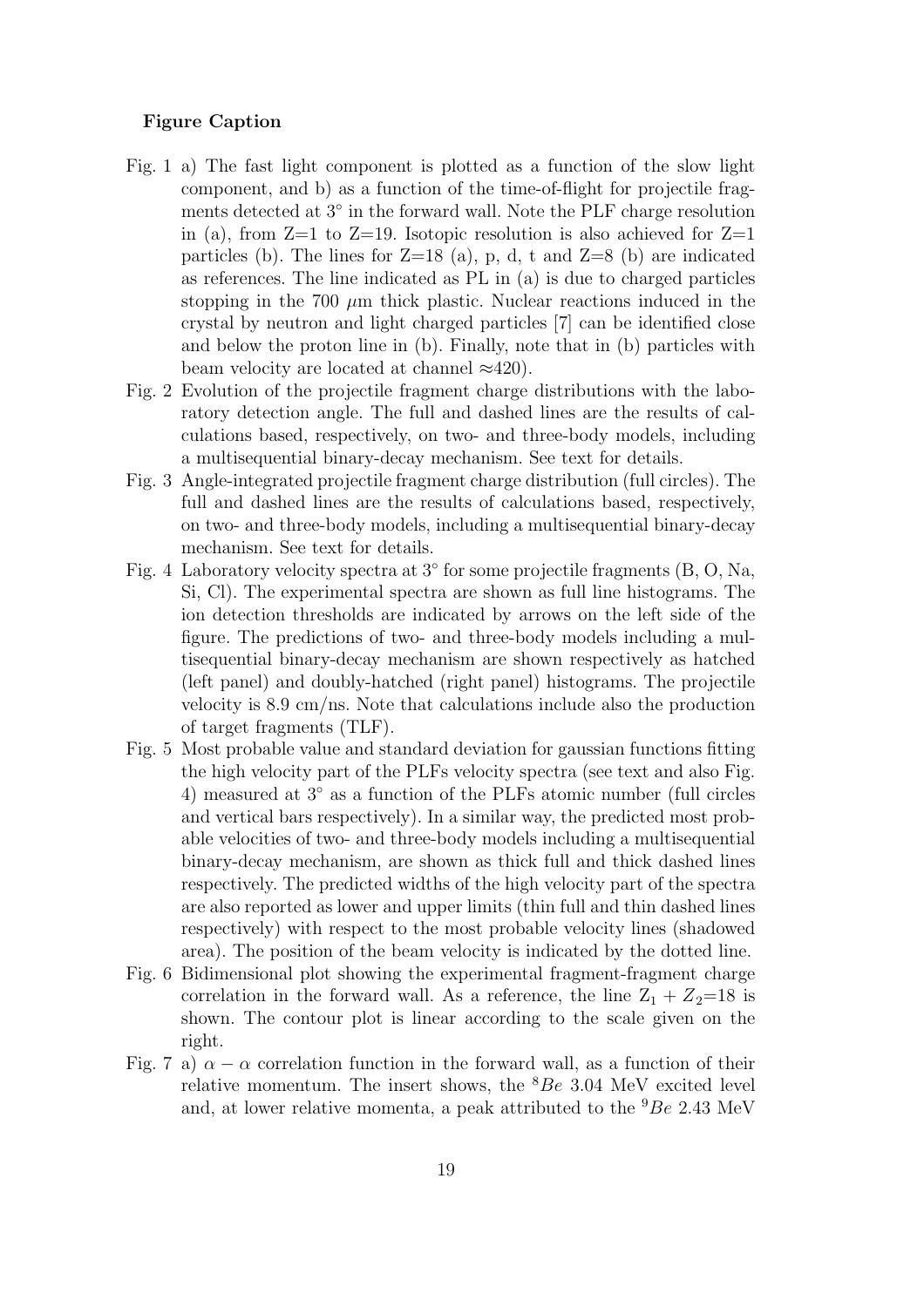**Figure Caption**

- Fig. 1 a) The fast light component is plotted as a function of the slow light component, and b) as a function of the time-of-flight for projectile fragments detected at $3^{\circ}$ in the forward wall. Note the PLF charge resolution in (a), from Z=1 to Z=19. Isotopic resolution is also achieved for Z=1 particles (b). The lines for Z=18 (a), p, d, t and Z=8 (b) are indicated as references. The line indicated as PL in (a) is due to charged particles stopping in the 700 $\mu$m thick plastic. Nuclear reactions induced in the crystal by neutron and light charged particles [7] can be identified close and below the proton line in (b). Finally, note that in (b) particles with beam velocity are located at channel $\approx$420).
- Fig. 2 Evolution of the projectile fragment charge distributions with the laboratory detection angle. The full and dashed lines are the results of calculations based, respectively, on two- and three-body models, including a multisequential binary-decay mechanism. See text for details.
- Fig. 3 Angle-integrated projectile fragment charge distribution (full circles). The full and dashed lines are the results of calculations based, respectively, on two- and three-body models, including a multisequential binary-decay mechanism. See text for details.
- Fig. 4 Laboratory velocity spectra at $3^{\circ}$ for some projectile fragments (B, O, Na, Si, Cl). The experimental spectra are shown as full line histograms. The ion detection thresholds are indicated by arrows on the left side of the figure. The predictions of two- and three-body models including a multisequential binary-decay mechanism are shown respectively as hatched (left panel) and doubly-hatched (right panel) histograms. The projectile velocity is 8.9 cm/ns. Note that calculations include also the production of target fragments (TLF).
- Fig. 5 Most probable value and standard deviation for gaussian functions fitting the high velocity part of the PLFs velocity spectra (see text and also Fig. 4) measured at $3^{\circ}$ as a function of the PLFs atomic number (full circles and vertical bars respectively). In a similar way, the predicted most probable velocities of two- and three-body models including a multisequential binary-decay mechanism, are shown as thick full and thick dashed lines respectively. The predicted widths of the high velocity part of the spectra are also reported as lower and upper limits (thin full and thin dashed lines respectively) with respect to the most probable velocity lines (shadowed area). The position of the beam velocity is indicated by the dotted line.
- Fig. 6 Bidimensional plot showing the experimental fragment-fragment charge correlation in the forward wall. As a reference, the line $Z_1 + Z_2$=18 is shown. The contour plot is linear according to the scale given on the right.
- Fig. 7 a) $\alpha - \alpha$ correlation function in the forward wall, as a function of their relative momentum. The insert shows, the $^{8}Be$ 3.04 MeV excited level and, at lower relative momenta, a peak attributed to the $^{9}Be$ 2.43 MeV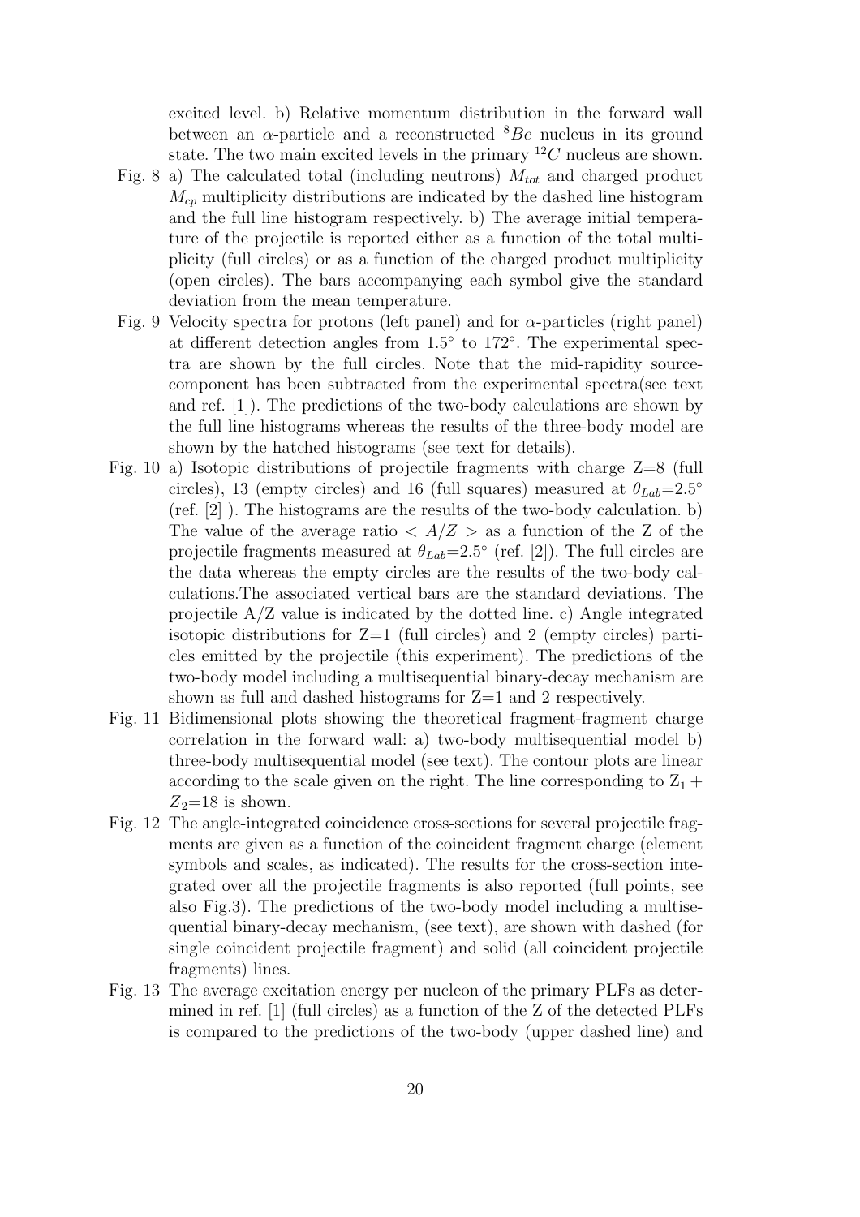excited level. b) Relative momentum distribution in the forward wall between an $\alpha$-particle and a reconstructed $^8Be$ nucleus in its ground state. The two main excited levels in the primary $^{12}C$ nucleus are shown.

Fig. 8 a) The calculated total (including neutrons) $M_{tot}$ and charged product $M_{cp}$ multiplicity distributions are indicated by the dashed line histogram and the full line histogram respectively. b) The average initial temperature of the projectile is reported either as a function of the total multiplicity (full circles) or as a function of the charged product multiplicity (open circles). The bars accompanying each symbol give the standard deviation from the mean temperature.

Fig. 9 Velocity spectra for protons (left panel) and for $\alpha$-particles (right panel) at different detection angles from $1.5^\circ$ to $172^\circ$. The experimental spectra are shown by the full circles. Note that the mid-rapidity source-component has been subtracted from the experimental spectra(see text and ref. [1]). The predictions of the two-body calculations are shown by the full line histograms whereas the results of the three-body model are shown by the hatched histograms (see text for details).

Fig. 10 a) Isotopic distributions of projectile fragments with charge Z=8 (full circles), 13 (empty circles) and 16 (full squares) measured at $\theta_{Lab}$=2.5$^\circ$ (ref. [2] ). The histograms are the results of the two-body calculation. b) The value of the average ratio $< A/Z >$ as a function of the Z of the projectile fragments measured at $\theta_{Lab}$=2.5$^\circ$ (ref. [2]). The full circles are the data whereas the empty circles are the results of the two-body calculations.The associated vertical bars are the standard deviations. The projectile A/Z value is indicated by the dotted line. c) Angle integrated isotopic distributions for Z=1 (full circles) and 2 (empty circles) particles emitted by the projectile (this experiment). The predictions of the two-body model including a multisequential binary-decay mechanism are shown as full and dashed histograms for Z=1 and 2 respectively.

Fig. 11 Bidimensional plots showing the theoretical fragment-fragment charge correlation in the forward wall: a) two-body multisequential model b) three-body multisequential model (see text). The contour plots are linear according to the scale given on the right. The line corresponding to $Z_1 + Z_2$=18 is shown.

Fig. 12 The angle-integrated coincidence cross-sections for several projectile fragments are given as a function of the coincident fragment charge (element symbols and scales, as indicated). The results for the cross-section integrated over all the projectile fragments is also reported (full points, see also Fig.3). The predictions of the two-body model including a multisequential binary-decay mechanism, (see text), are shown with dashed (for single coincident projectile fragment) and solid (all coincident projectile fragments) lines.

Fig. 13 The average excitation energy per nucleon of the primary PLFs as determined in ref. [1] (full circles) as a function of the Z of the detected PLFs is compared to the predictions of the two-body (upper dashed line) and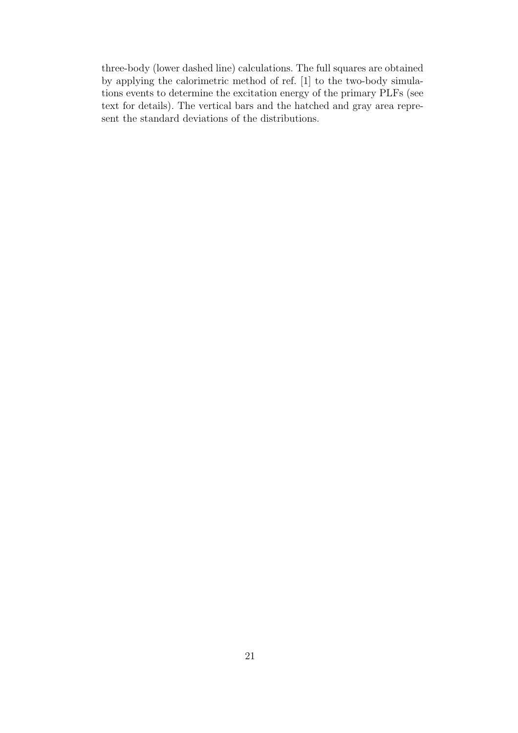three-body (lower dashed line) calculations. The full squares are obtained by applying the calorimetric method of ref. [1] to the two-body simulations events to determine the excitation energy of the primary PLFs (see text for details). The vertical bars and the hatched and gray area represent the standard deviations of the distributions.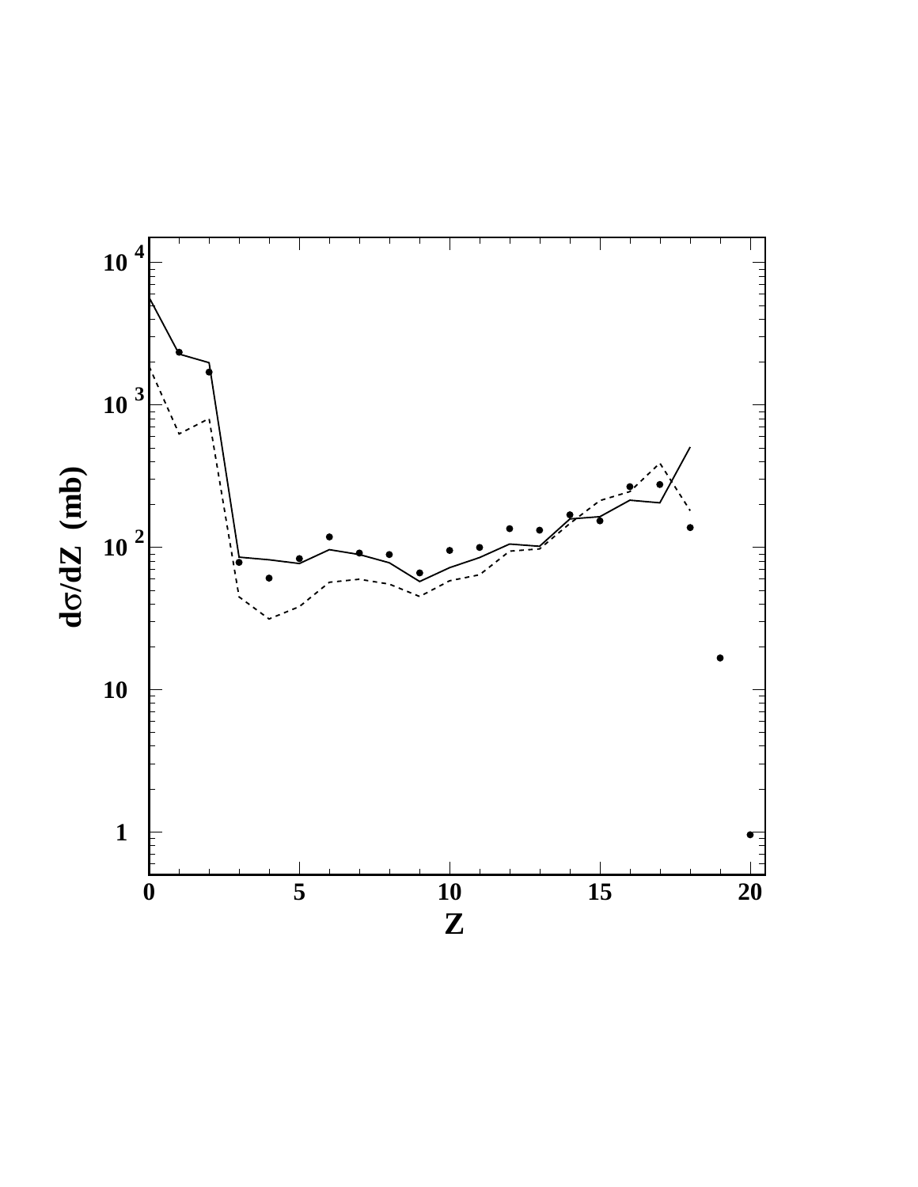$d\sigma/dZ$ (mb)

$10^4$

$10^3$

$10^2$

10

1

0 5 10 15 20

Z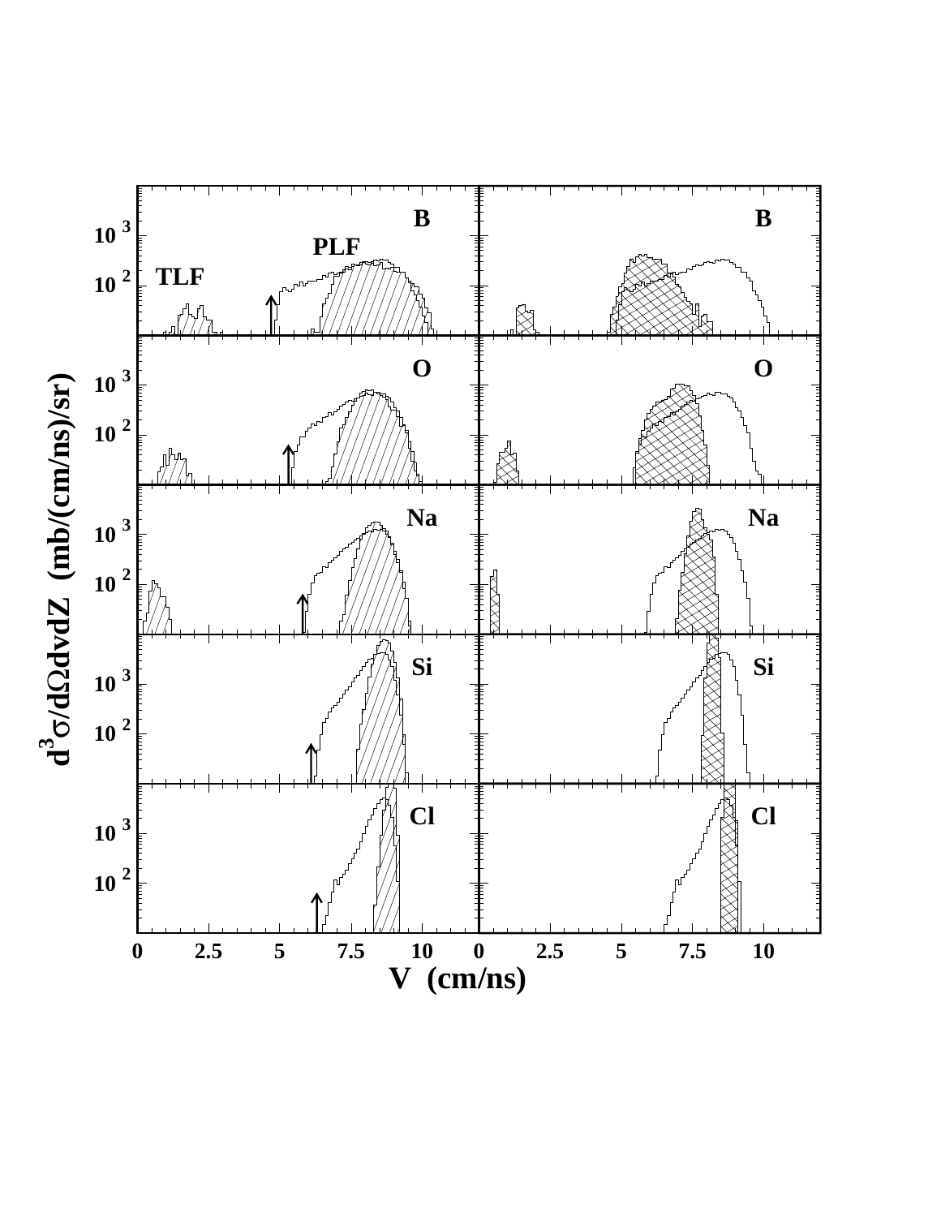B

PLF

TLF

O

Na

Si

Cl

$d^3\sigma/d\Omega dv dZ$ (mb/(cm/ns)/sr)

V (cm/ns)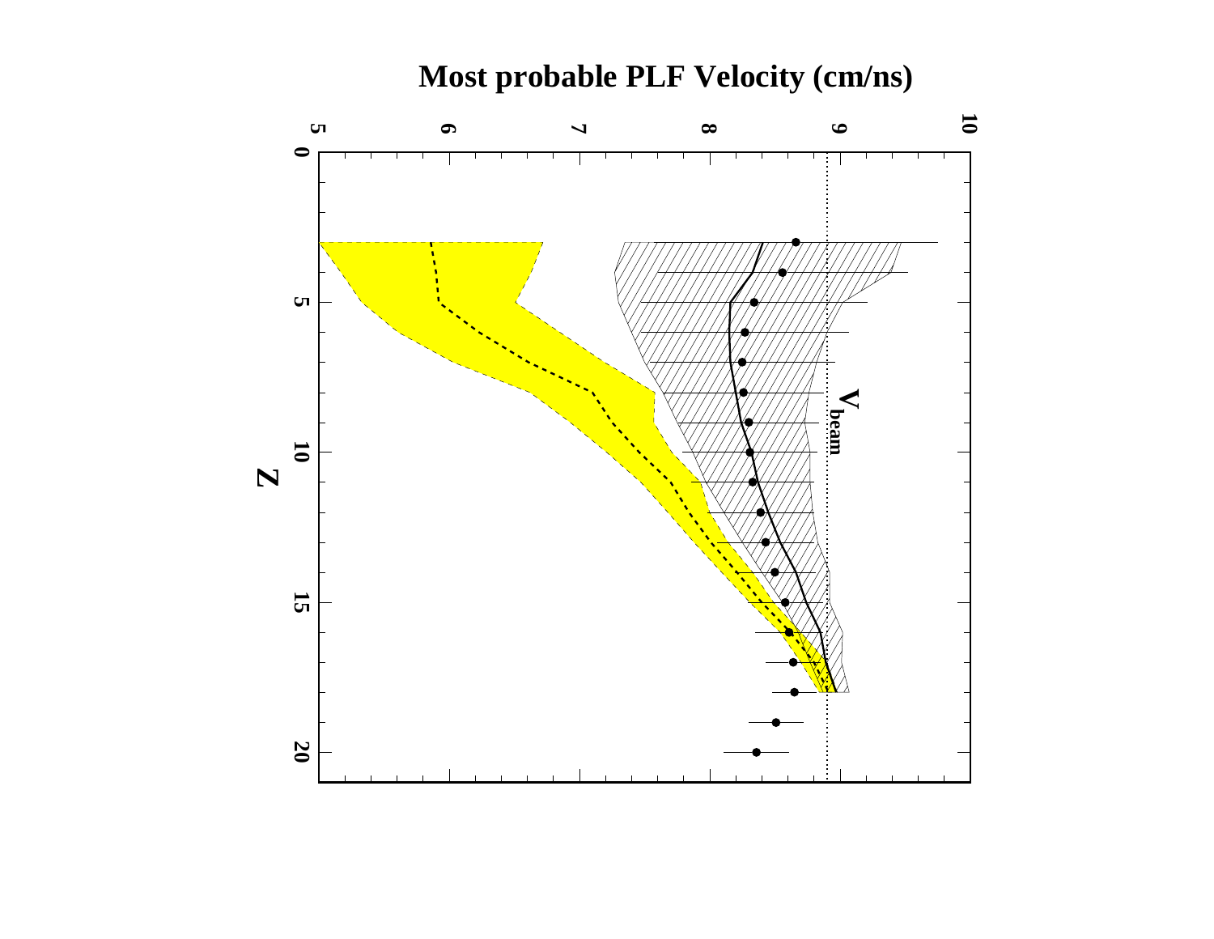Most probable PLF Velocity (cm/ns)

$V_{beam}$

Z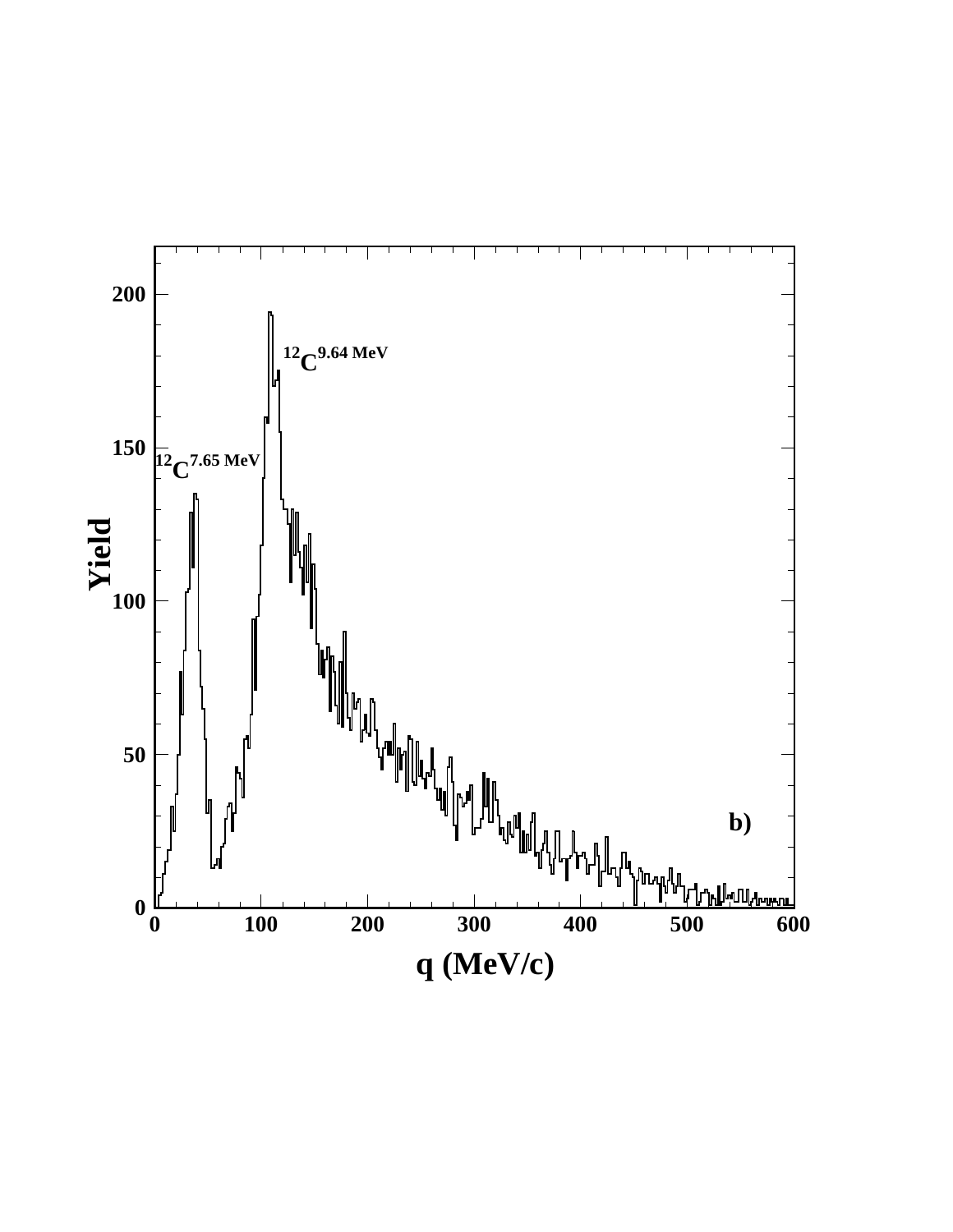$^{12}C^{9.64\ MeV}$

$^{12}C^{7.65\ MeV}$

Yield

q (MeV/c)

b)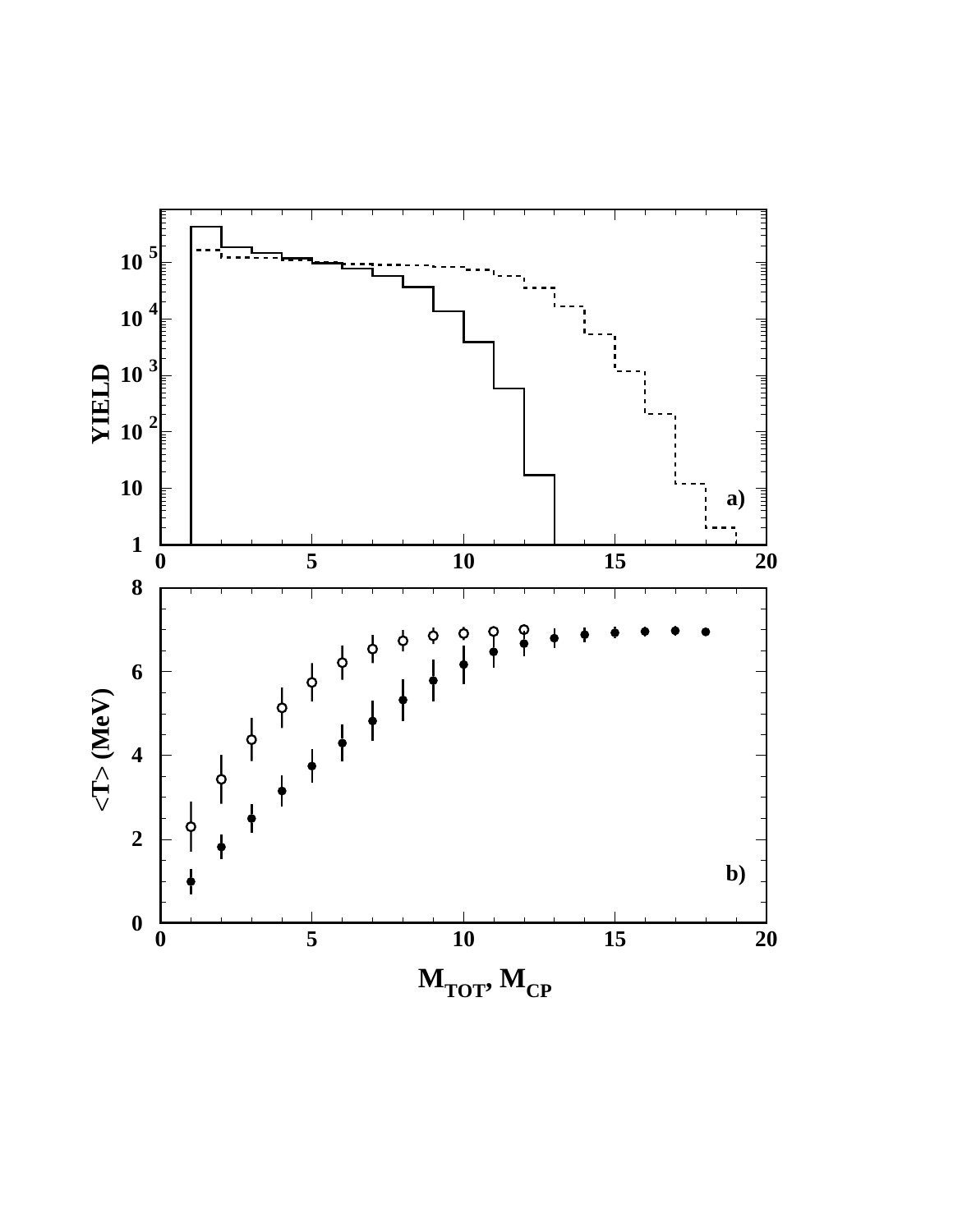YIELD

a)

$\langle T \rangle$ (MeV)

b)

$M_{TOT}$, $M_{CP}$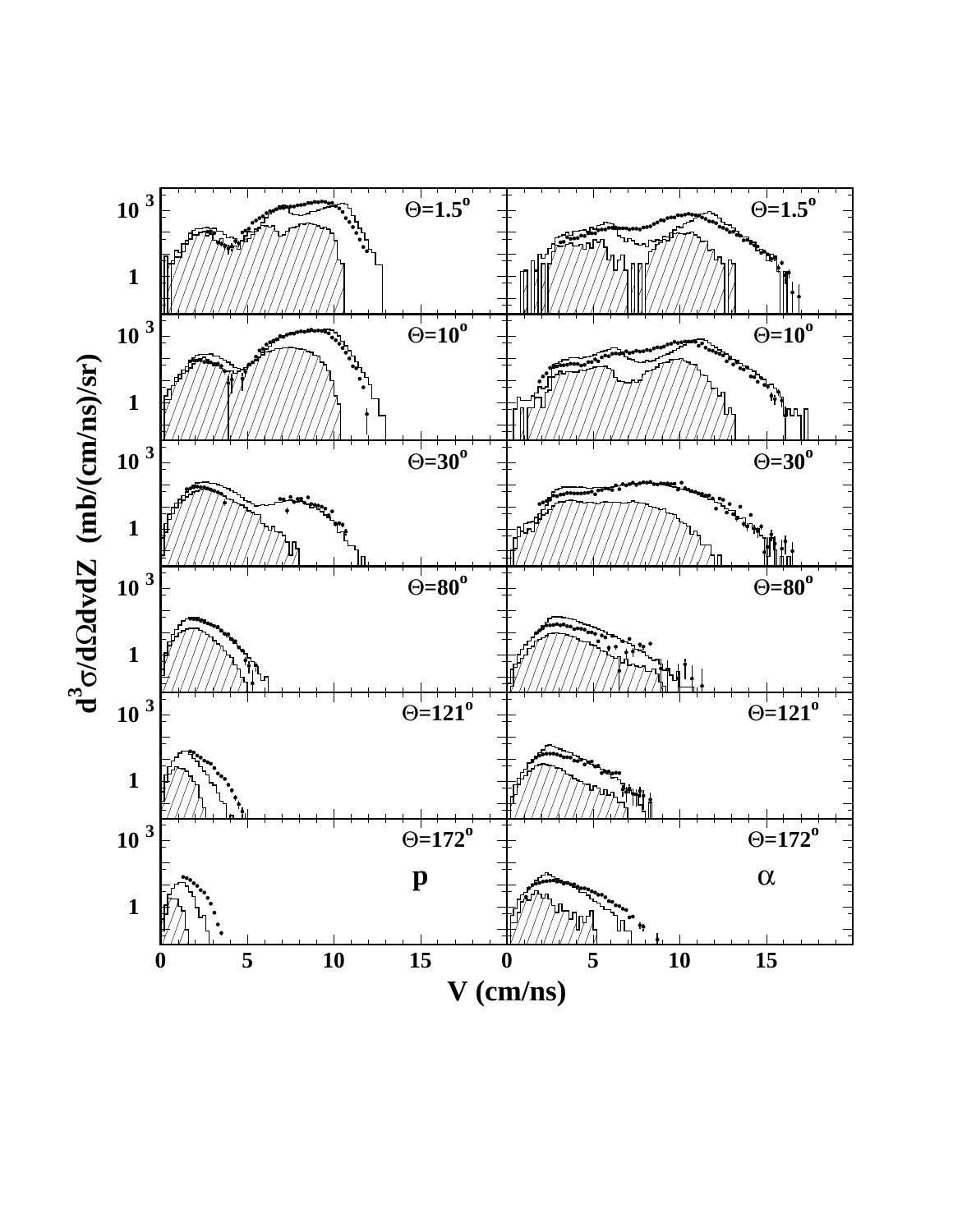$\Theta=1.5^o$

$\Theta=10^o$

$\Theta=30^o$

$\Theta=80^o$

$\Theta=121^o$

$\Theta=172^o$

p

$\alpha$

$d^3\sigma/d\Omega dv dZ$ (mb/(cm/ns)/sr)

V (cm/ns)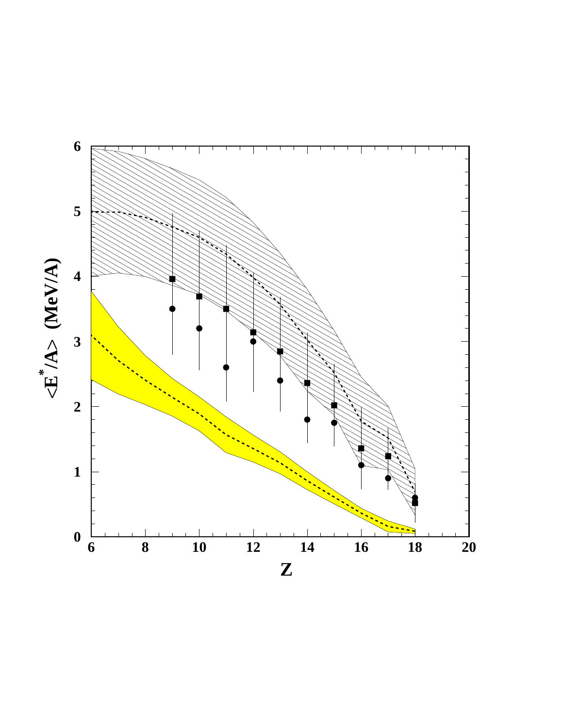6

5

4

3

2

1

0

$<E^*/A>$ (MeV/A)

6

8

10

12

14

16

18

20

Z